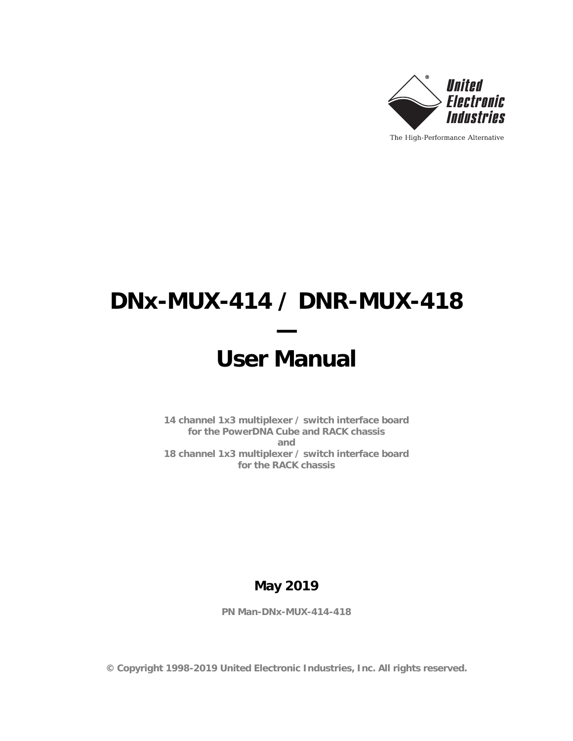United Electronic Industries

The High-Performance Alternative

# DNx-MUX-414 / DNR-MUX-418

# —

# User Manual

**14 channel 1x3 multiplexer / switch interface board**
**for the PowerDNA Cube and RACK chassis**
**and**
**18 channel 1x3 multiplexer / switch interface board**
**for the RACK chassis**

**May 2019**

**PN Man-DNx-MUX-414-418**

**© Copyright 1998-2019 United Electronic Industries, Inc. All rights reserved.**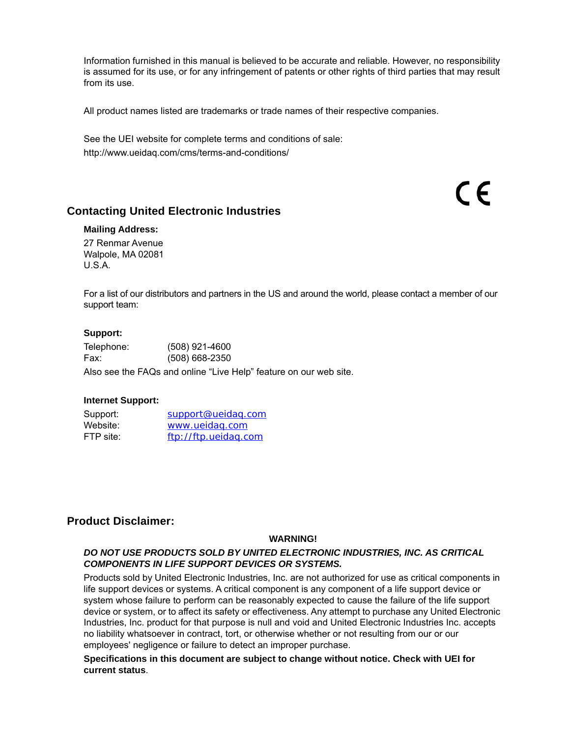Information furnished in this manual is believed to be accurate and reliable. However, no responsibility is assumed for its use, or for any infringement of patents or other rights of third parties that may result from its use.

All product names listed are trademarks or trade names of their respective companies.

See the UEI website for complete terms and conditions of sale:
http://www.ueidaq.com/cms/terms-and-conditions/

CE

## Contacting United Electronic Industries

**Mailing Address:**

27 Renmar Avenue
Walpole, MA 02081
U.S.A.

For a list of our distributors and partners in the US and around the world, please contact a member of our support team:

**Support:**

Telephone: (508) 921-4600
Fax: (508) 668-2350

Also see the FAQs and online "Live Help" feature on our web site.

**Internet Support:**

Support: support@ueidaq.com
Website: www.ueidaq.com
FTP site: ftp://ftp.ueidaq.com

## Product Disclaimer:

**WARNING!**

***DO NOT USE PRODUCTS SOLD BY UNITED ELECTRONIC INDUSTRIES, INC. AS CRITICAL COMPONENTS IN LIFE SUPPORT DEVICES OR SYSTEMS.***

Products sold by United Electronic Industries, Inc. are not authorized for use as critical components in life support devices or systems. A critical component is any component of a life support device or system whose failure to perform can be reasonably expected to cause the failure of the life support device or system, or to affect its safety or effectiveness. Any attempt to purchase any United Electronic Industries, Inc. product for that purpose is null and void and United Electronic Industries Inc. accepts no liability whatsoever in contract, tort, or otherwise whether or not resulting from our or our employees' negligence or failure to detect an improper purchase.

**Specifications in this document are subject to change without notice. Check with UEI for current status**.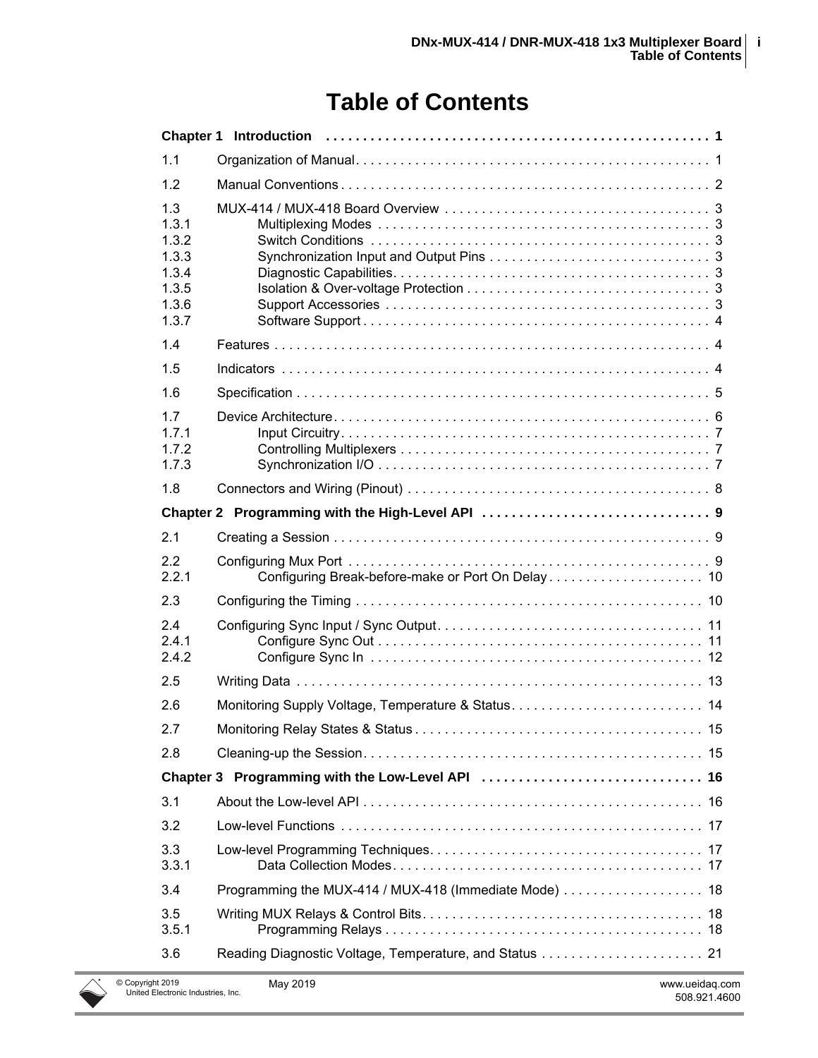# Table of Contents

**Chapter 1 Introduction . . . . . . . . . . . . . . . . . . . . . . . . . . . . . . . . . . . . . . . . . . . . . . . . . . 1**

1.1 Organization of Manual . . . . . . . . . . . . . . . . . . . . . . . . . . . . . . . . . . . . . . . . . . . . . . . 1

1.2 Manual Conventions . . . . . . . . . . . . . . . . . . . . . . . . . . . . . . . . . . . . . . . . . . . . . . . . . 2

1.3 MUX-414 / MUX-418 Board Overview . . . . . . . . . . . . . . . . . . . . . . . . . . . . . . . . . . . 3
1.3.1 Multiplexing Modes . . . . . . . . . . . . . . . . . . . . . . . . . . . . . . . . . . . . . . . . . . . . 3
1.3.2 Switch Conditions . . . . . . . . . . . . . . . . . . . . . . . . . . . . . . . . . . . . . . . . . . . . . 3
1.3.3 Synchronization Input and Output Pins . . . . . . . . . . . . . . . . . . . . . . . . . . . . . 3
1.3.4 Diagnostic Capabilities. . . . . . . . . . . . . . . . . . . . . . . . . . . . . . . . . . . . . . . . . . 3
1.3.5 Isolation & Over-voltage Protection . . . . . . . . . . . . . . . . . . . . . . . . . . . . . . . . 3
1.3.6 Support Accessories . . . . . . . . . . . . . . . . . . . . . . . . . . . . . . . . . . . . . . . . . . . 3
1.3.7 Software Support . . . . . . . . . . . . . . . . . . . . . . . . . . . . . . . . . . . . . . . . . . . . . . 4

1.4 Features . . . . . . . . . . . . . . . . . . . . . . . . . . . . . . . . . . . . . . . . . . . . . . . . . . . . . . . . . . . 4

1.5 Indicators . . . . . . . . . . . . . . . . . . . . . . . . . . . . . . . . . . . . . . . . . . . . . . . . . . . . . . . . . 4

1.6 Specification . . . . . . . . . . . . . . . . . . . . . . . . . . . . . . . . . . . . . . . . . . . . . . . . . . . . . . . 5

1.7 Device Architecture . . . . . . . . . . . . . . . . . . . . . . . . . . . . . . . . . . . . . . . . . . . . . . . . . . 6
1.7.1 Input Circuitry . . . . . . . . . . . . . . . . . . . . . . . . . . . . . . . . . . . . . . . . . . . . . . . . . 7
1.7.2 Controlling Multiplexers . . . . . . . . . . . . . . . . . . . . . . . . . . . . . . . . . . . . . . . . . 7
1.7.3 Synchronization I/O . . . . . . . . . . . . . . . . . . . . . . . . . . . . . . . . . . . . . . . . . . . . 7

1.8 Connectors and Wiring (Pinout) . . . . . . . . . . . . . . . . . . . . . . . . . . . . . . . . . . . . . . . . 8

**Chapter 2 Programming with the High-Level API . . . . . . . . . . . . . . . . . . . . . . . . . . . . . . 9**

2.1 Creating a Session . . . . . . . . . . . . . . . . . . . . . . . . . . . . . . . . . . . . . . . . . . . . . . . . . . 9

2.2 Configuring Mux Port . . . . . . . . . . . . . . . . . . . . . . . . . . . . . . . . . . . . . . . . . . . . . . . . 9
2.2.1 Configuring Break-before-make or Port On Delay . . . . . . . . . . . . . . . . . . . . . 10

2.3 Configuring the Timing . . . . . . . . . . . . . . . . . . . . . . . . . . . . . . . . . . . . . . . . . . . . . . 10

2.4 Configuring Sync Input / Sync Output . . . . . . . . . . . . . . . . . . . . . . . . . . . . . . . . . . . 11
2.4.1 Configure Sync Out . . . . . . . . . . . . . . . . . . . . . . . . . . . . . . . . . . . . . . . . . . . 11
2.4.2 Configure Sync In . . . . . . . . . . . . . . . . . . . . . . . . . . . . . . . . . . . . . . . . . . . . 12

2.5 Writing Data . . . . . . . . . . . . . . . . . . . . . . . . . . . . . . . . . . . . . . . . . . . . . . . . . . . . . . 13

2.6 Monitoring Supply Voltage, Temperature & Status . . . . . . . . . . . . . . . . . . . . . . . . . 14

2.7 Monitoring Relay States & Status . . . . . . . . . . . . . . . . . . . . . . . . . . . . . . . . . . . . . . 15

2.8 Cleaning-up the Session . . . . . . . . . . . . . . . . . . . . . . . . . . . . . . . . . . . . . . . . . . . . . 15

**Chapter 3 Programming with the Low-Level API . . . . . . . . . . . . . . . . . . . . . . . . . . . . . . 16**

3.1 About the Low-level API . . . . . . . . . . . . . . . . . . . . . . . . . . . . . . . . . . . . . . . . . . . . . 16

3.2 Low-level Functions . . . . . . . . . . . . . . . . . . . . . . . . . . . . . . . . . . . . . . . . . . . . . . . . 17

3.3 Low-level Programming Techniques . . . . . . . . . . . . . . . . . . . . . . . . . . . . . . . . . . . . . 17
3.3.1 Data Collection Modes . . . . . . . . . . . . . . . . . . . . . . . . . . . . . . . . . . . . . . . . . 17

3.4 Programming the MUX-414 / MUX-418 (Immediate Mode) . . . . . . . . . . . . . . . . . . 18

3.5 Writing MUX Relays & Control Bits . . . . . . . . . . . . . . . . . . . . . . . . . . . . . . . . . . . . . 18
3.5.1 Programming Relays . . . . . . . . . . . . . . . . . . . . . . . . . . . . . . . . . . . . . . . . . . 18

3.6 Reading Diagnostic Voltage, Temperature, and Status . . . . . . . . . . . . . . . . . . . . . 21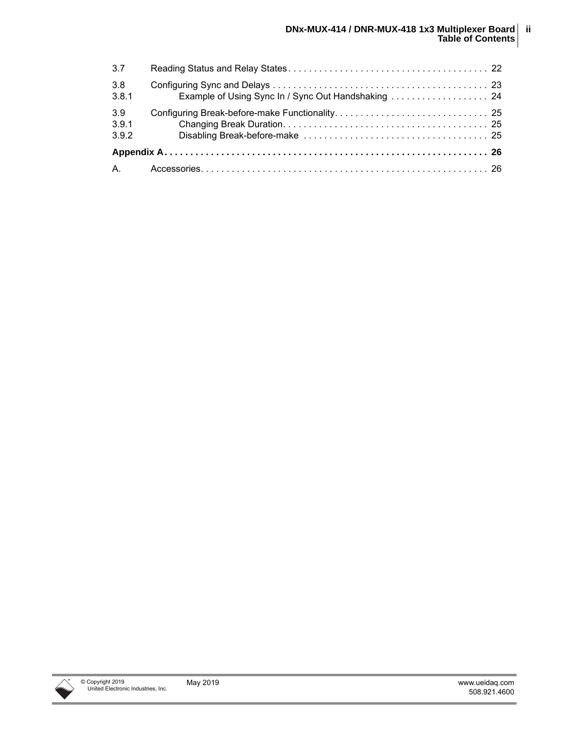3.7 Reading Status and Relay States . . . . . . . . . . . . . . . . . . . . . . . . . . . . . . . . . . . . . . 22

3.8 Configuring Sync and Delays . . . . . . . . . . . . . . . . . . . . . . . . . . . . . . . . . . . . . . . . . 23

3.8.1 Example of Using Sync In / Sync Out Handshaking . . . . . . . . . . . . . . . . . . 24

3.9 Configuring Break-before-make Functionality. . . . . . . . . . . . . . . . . . . . . . . . . . . . . 25

3.9.1 Changing Break Duration. . . . . . . . . . . . . . . . . . . . . . . . . . . . . . . . . . . . . . . 25

3.9.2 Disabling Break-before-make . . . . . . . . . . . . . . . . . . . . . . . . . . . . . . . . . . . 25

**Appendix A . . . . . . . . . . . . . . . . . . . . . . . . . . . . . . . . . . . . . . . . . . . . . . . . . . . . . . . . . . . . . . . 26**

A. Accessories. . . . . . . . . . . . . . . . . . . . . . . . . . . . . . . . . . . . . . . . . . . . . . . . . . . . . . . 26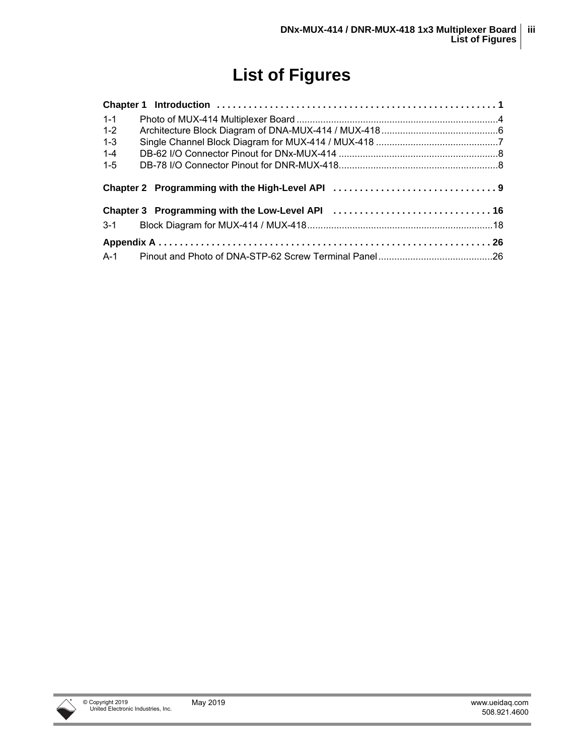# List of Figures

**Chapter 1 Introduction . . . . . . . . . . . . . . . . . . . . . . . . . . . . . . . . . . . . . . . . . . . . . . . . . . . . 1**

1-1 Photo of MUX-414 Multiplexer Board ...........................................................................4
1-2 Architecture Block Diagram of DNA-MUX-414 / MUX-418............................................6
1-3 Single Channel Block Diagram for MUX-414 / MUX-418 .............................................7
1-4 DB-62 I/O Connector Pinout for DNx-MUX-414 ...........................................................8
1-5 DB-78 I/O Connector Pinout for DNR-MUX-418...........................................................8

**Chapter 2 Programming with the High-Level API . . . . . . . . . . . . . . . . . . . . . . . . . . . . . . . 9**

**Chapter 3 Programming with the Low-Level API . . . . . . . . . . . . . . . . . . . . . . . . . . . . . . 16**

3-1 Block Diagram for MUX-414 / MUX-418.....................................................................18

**Appendix A . . . . . . . . . . . . . . . . . . . . . . . . . . . . . . . . . . . . . . . . . . . . . . . . . . . . . . . . . . . . . . . . 26**

A-1 Pinout and Photo of DNA-STP-62 Screw Terminal Panel ...........................................26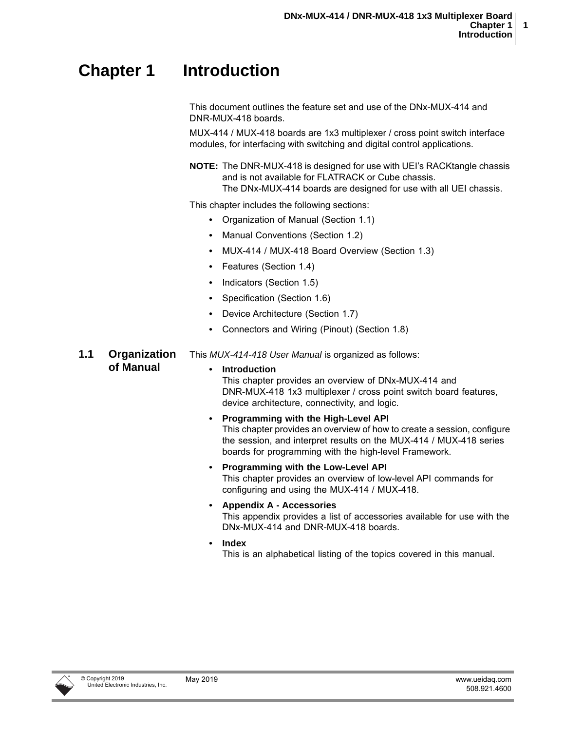# Chapter 1 Introduction

This document outlines the feature set and use of the DNx-MUX-414 and DNR-MUX-418 boards.

MUX-414 / MUX-418 boards are 1x3 multiplexer / cross point switch interface modules, for interfacing with switching and digital control applications.

**NOTE:** The DNR-MUX-418 is designed for use with UEI's RACKtangle chassis and is not available for FLATRACK or Cube chassis.
The DNx-MUX-414 boards are designed for use with all UEI chassis.

This chapter includes the following sections:

- Organization of Manual (Section 1.1)
- Manual Conventions (Section 1.2)
- MUX-414 / MUX-418 Board Overview (Section 1.3)
- Features (Section 1.4)
- Indicators (Section 1.5)
- Specification (Section 1.6)
- Device Architecture (Section 1.7)
- Connectors and Wiring (Pinout) (Section 1.8)

## 1.1 Organization of Manual

This *MUX-414-418 User Manual* is organized as follows:

- **Introduction**
  This chapter provides an overview of DNx-MUX-414 and DNR-MUX-418 1x3 multiplexer / cross point switch board features, device architecture, connectivity, and logic.
- **Programming with the High-Level API**
  This chapter provides an overview of how to create a session, configure the session, and interpret results on the MUX-414 / MUX-418 series boards for programming with the high-level Framework.
- **Programming with the Low-Level API**
  This chapter provides an overview of low-level API commands for configuring and using the MUX-414 / MUX-418.
- **Appendix A - Accessories**
  This appendix provides a list of accessories available for use with the DNx-MUX-414 and DNR-MUX-418 boards.
- **Index**
  This is an alphabetical listing of the topics covered in this manual.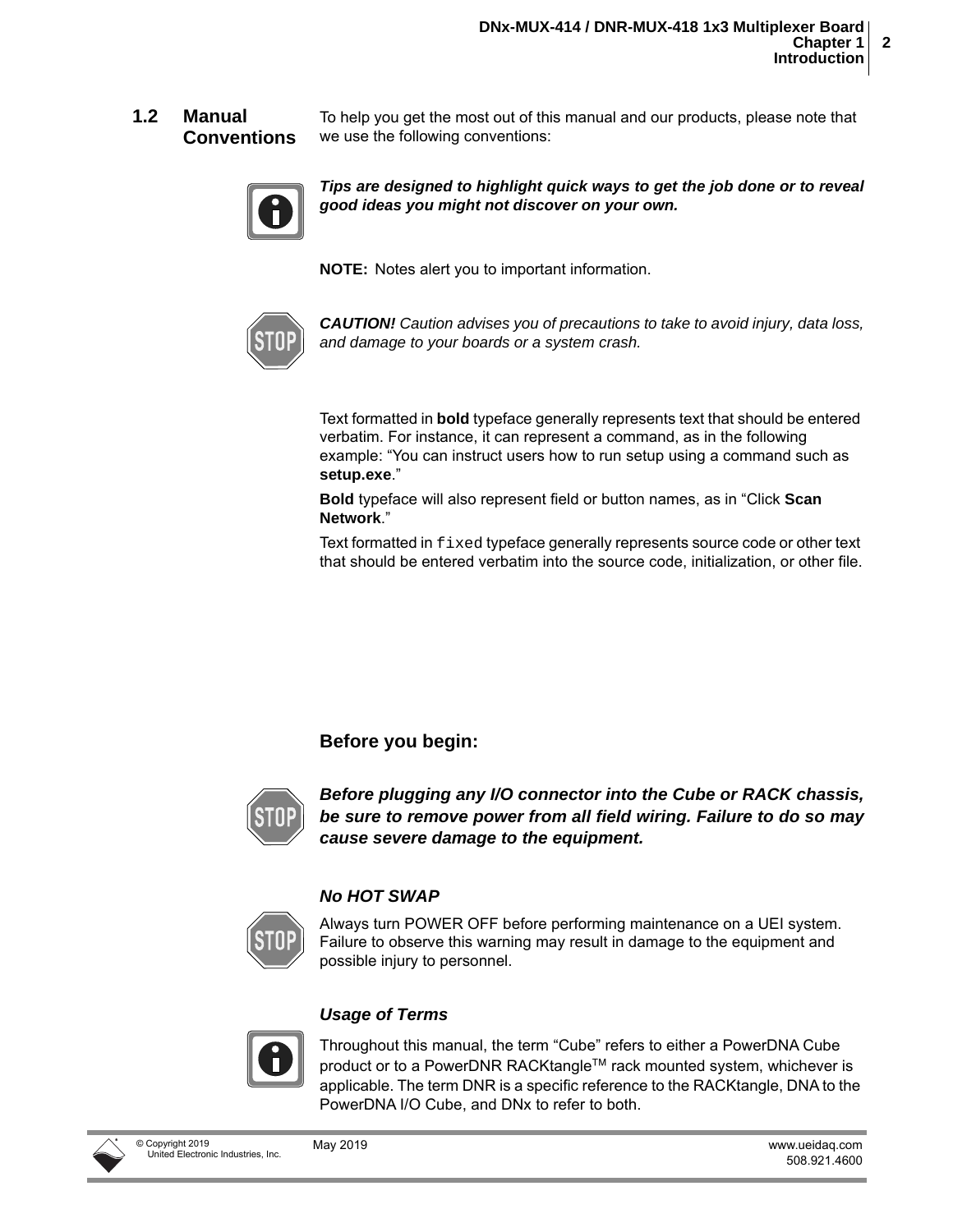## 1.2 Manual Conventions

To help you get the most out of this manual and our products, please note that we use the following conventions:

***Tips are designed to highlight quick ways to get the job done or to reveal good ideas you might not discover on your own.***

**NOTE:** Notes alert you to important information.

***CAUTION!*** *Caution advises you of precautions to take to avoid injury, data loss, and damage to your boards or a system crash.*

Text formatted in **bold** typeface generally represents text that should be entered verbatim. For instance, it can represent a command, as in the following example: "You can instruct users how to run setup using a command such as **setup.exe**."

**Bold** typeface will also represent field or button names, as in "Click **Scan Network**."

Text formatted in `fixed` typeface generally represents source code or other text that should be entered verbatim into the source code, initialization, or other file.

### Before you begin:

***Before plugging any I/O connector into the Cube or RACK chassis, be sure to remove power from all field wiring. Failure to do so may cause severe damage to the equipment.***

#### *No HOT SWAP*

Always turn POWER OFF before performing maintenance on a UEI system. Failure to observe this warning may result in damage to the equipment and possible injury to personnel.

#### *Usage of Terms*

Throughout this manual, the term "Cube" refers to either a PowerDNA Cube product or to a PowerDNR RACKtangle™ rack mounted system, whichever is applicable. The term DNR is a specific reference to the RACKtangle, DNA to the PowerDNA I/O Cube, and DNx to refer to both.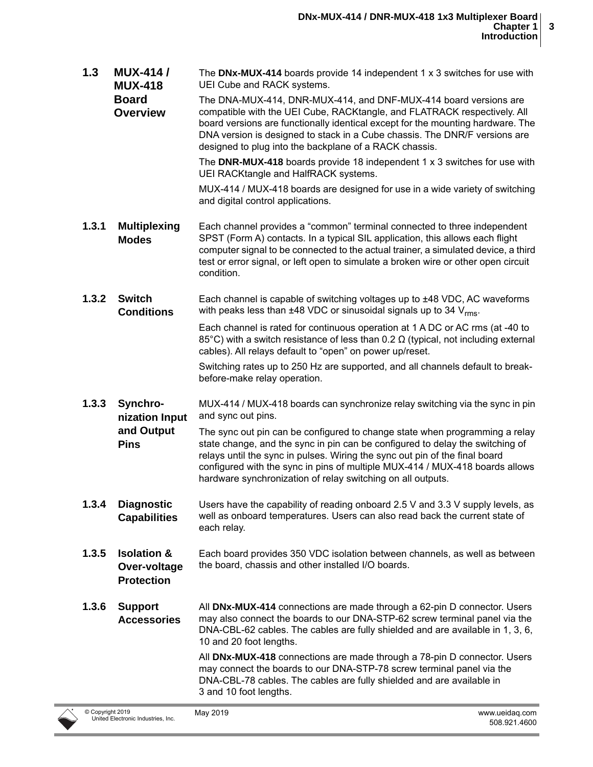## 1.3 MUX-414 / MUX-418 Board Overview

The **DNx-MUX-414** boards provide 14 independent 1 x 3 switches for use with UEI Cube and RACK systems.

The DNA-MUX-414, DNR-MUX-414, and DNF-MUX-414 board versions are compatible with the UEI Cube, RACKtangle, and FLATRACK respectively. All board versions are functionally identical except for the mounting hardware. The DNA version is designed to stack in a Cube chassis. The DNR/F versions are designed to plug into the backplane of a RACK chassis.

The **DNR-MUX-418** boards provide 18 independent 1 x 3 switches for use with UEI RACKtangle and HalfRACK systems.

MUX-414 / MUX-418 boards are designed for use in a wide variety of switching and digital control applications.

### 1.3.1 Multiplexing Modes

Each channel provides a “common” terminal connected to three independent SPST (Form A) contacts. In a typical SIL application, this allows each flight computer signal to be connected to the actual trainer, a simulated device, a third test or error signal, or left open to simulate a broken wire or other open circuit condition.

### 1.3.2 Switch Conditions

Each channel is capable of switching voltages up to ±48 VDC, AC waveforms with peaks less than ±48 VDC or sinusoidal signals up to 34 $V_{rms}$.

Each channel is rated for continuous operation at 1 A DC or AC rms (at -40 to 85°C) with a switch resistance of less than 0.2 Ω (typical, not including external cables). All relays default to “open” on power up/reset.

Switching rates up to 250 Hz are supported, and all channels default to break-before-make relay operation.

### 1.3.3 Synchronization Input and Output Pins

MUX-414 / MUX-418 boards can synchronize relay switching via the sync in pin and sync out pins.

The sync out pin can be configured to change state when programming a relay state change, and the sync in pin can be configured to delay the switching of relays until the sync in pulses. Wiring the sync out pin of the final board configured with the sync in pins of multiple MUX-414 / MUX-418 boards allows hardware synchronization of relay switching on all outputs.

### 1.3.4 Diagnostic Capabilities

Users have the capability of reading onboard 2.5 V and 3.3 V supply levels, as well as onboard temperatures. Users can also read back the current state of each relay.

### 1.3.5 Isolation & Over-voltage Protection

Each board provides 350 VDC isolation between channels, as well as between the board, chassis and other installed I/O boards.

### 1.3.6 Support Accessories

All **DNx-MUX-414** connections are made through a 62-pin D connector. Users may also connect the boards to our DNA-STP-62 screw terminal panel via the DNA-CBL-62 cables. The cables are fully shielded and are available in 1, 3, 6, 10 and 20 foot lengths.

All **DNx-MUX-418** connections are made through a 78-pin D connector. Users may connect the boards to our DNA-STP-78 screw terminal panel via the DNA-CBL-78 cables. The cables are fully shielded and are available in 3 and 10 foot lengths.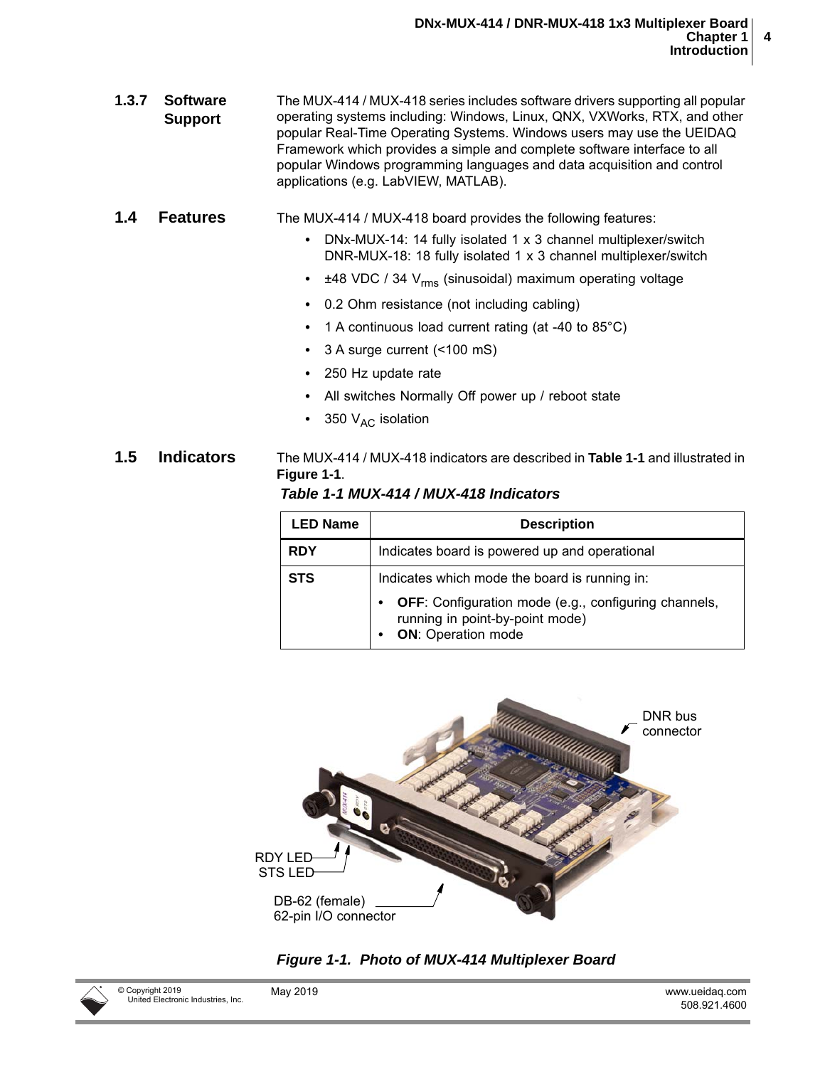### 1.3.7 Software Support

The MUX-414 / MUX-418 series includes software drivers supporting all popular operating systems including: Windows, Linux, QNX, VXWorks, RTX, and other popular Real-Time Operating Systems. Windows users may use the UEIDAQ Framework which provides a simple and complete software interface to all popular Windows programming languages and data acquisition and control applications (e.g. LabVIEW, MATLAB).

## 1.4 Features

The MUX-414 / MUX-418 board provides the following features:

- DNx-MUX-14: 14 fully isolated 1 x 3 channel multiplexer/switch DNR-MUX-18: 18 fully isolated 1 x 3 channel multiplexer/switch
- ±48 VDC / 34 $V_{rms}$ (sinusoidal) maximum operating voltage
- 0.2 Ohm resistance (not including cabling)
- 1 A continuous load current rating (at -40 to 85°C)
- 3 A surge current (<100 mS)
- 250 Hz update rate
- All switches Normally Off power up / reboot state
- 350 $V_{AC}$ isolation

## 1.5 Indicators

The MUX-414 / MUX-418 indicators are described in **Table 1-1** and illustrated in **Figure 1-1**.

*Table 1-1 MUX-414 / MUX-418 Indicators*

| LED Name | Description |
|---|---|
| **RDY** | Indicates board is powered up and operational |
| **STS** | Indicates which mode the board is running in:<br>• **OFF**: Configuration mode (e.g., configuring channels, running in point-by-point mode)<br>• **ON**: Operation mode |

DNR bus connector

RDY LED

STS LED

DB-62 (female) 62-pin I/O connector

*Figure 1-1. Photo of MUX-414 Multiplexer Board*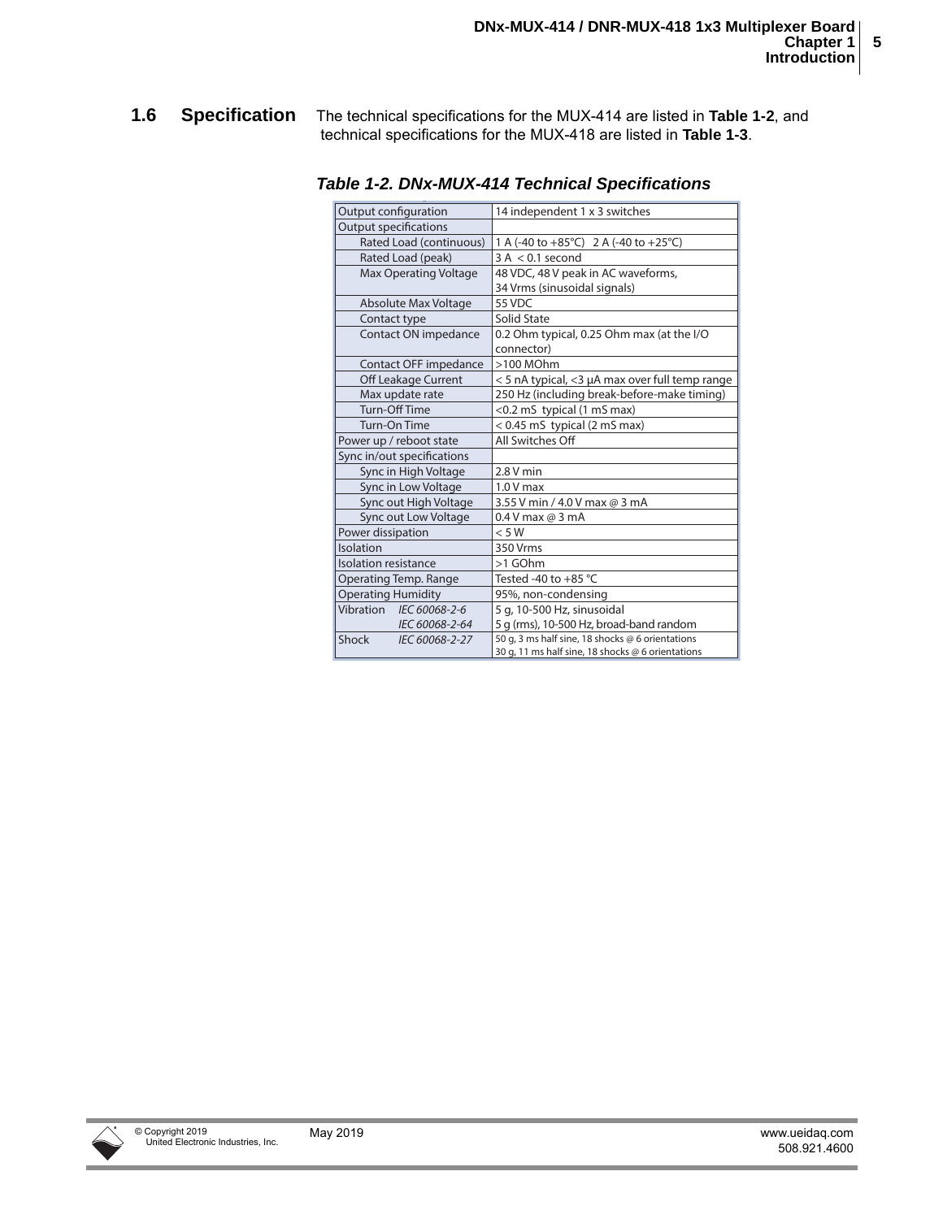## 1.6 Specification

The technical specifications for the MUX-414 are listed in **Table 1-2**, and technical specifications for the MUX-418 are listed in **Table 1-3**.

***Table 1-2. DNx-MUX-414 Technical Specifications***

| | |
|---|---|
| Output configuration | 14 independent 1 x 3 switches |
| Output specifications | |
| Rated Load (continuous) | 1 A (-40 to +85°C) 2 A (-40 to +25°C) |
| Rated Load (peak) | 3 A < 0.1 second |
| Max Operating Voltage | 48 VDC, 48 V peak in AC waveforms, 34 Vrms (sinusoidal signals) |
| Absolute Max Voltage | 55 VDC |
| Contact type | Solid State |
| Contact ON impedance | 0.2 Ohm typical, 0.25 Ohm max (at the I/O connector) |
| Contact OFF impedance | >100 MOhm |
| Off Leakage Current | < 5 nA typical, <3 µA max over full temp range |
| Max update rate | 250 Hz (including break-before-make timing) |
| Turn-Off Time | <0.2 mS typical (1 mS max) |
| Turn-On Time | < 0.45 mS typical (2 mS max) |
| Power up / reboot state | All Switches Off |
| Sync in/out specifications | |
| Sync in High Voltage | 2.8 V min |
| Sync in Low Voltage | 1.0 V max |
| Sync out High Voltage | 3.55 V min / 4.0 V max @ 3 mA |
| Sync out Low Voltage | 0.4 V max @ 3 mA |
| Power dissipation | < 5 W |
| Isolation | 350 Vrms |
| Isolation resistance | >1 GOhm |
| Operating Temp. Range | Tested -40 to +85 °C |
| Operating Humidity | 95%, non-condensing |
| Vibration *IEC 60068-2-6* *IEC 60068-2-64* | 5 g, 10-500 Hz, sinusoidal<br>5 g (rms), 10-500 Hz, broad-band random |
| Shock *IEC 60068-2-27* | 50 g, 3 ms half sine, 18 shocks @ 6 orientations<br>30 g, 11 ms half sine, 18 shocks @ 6 orientations |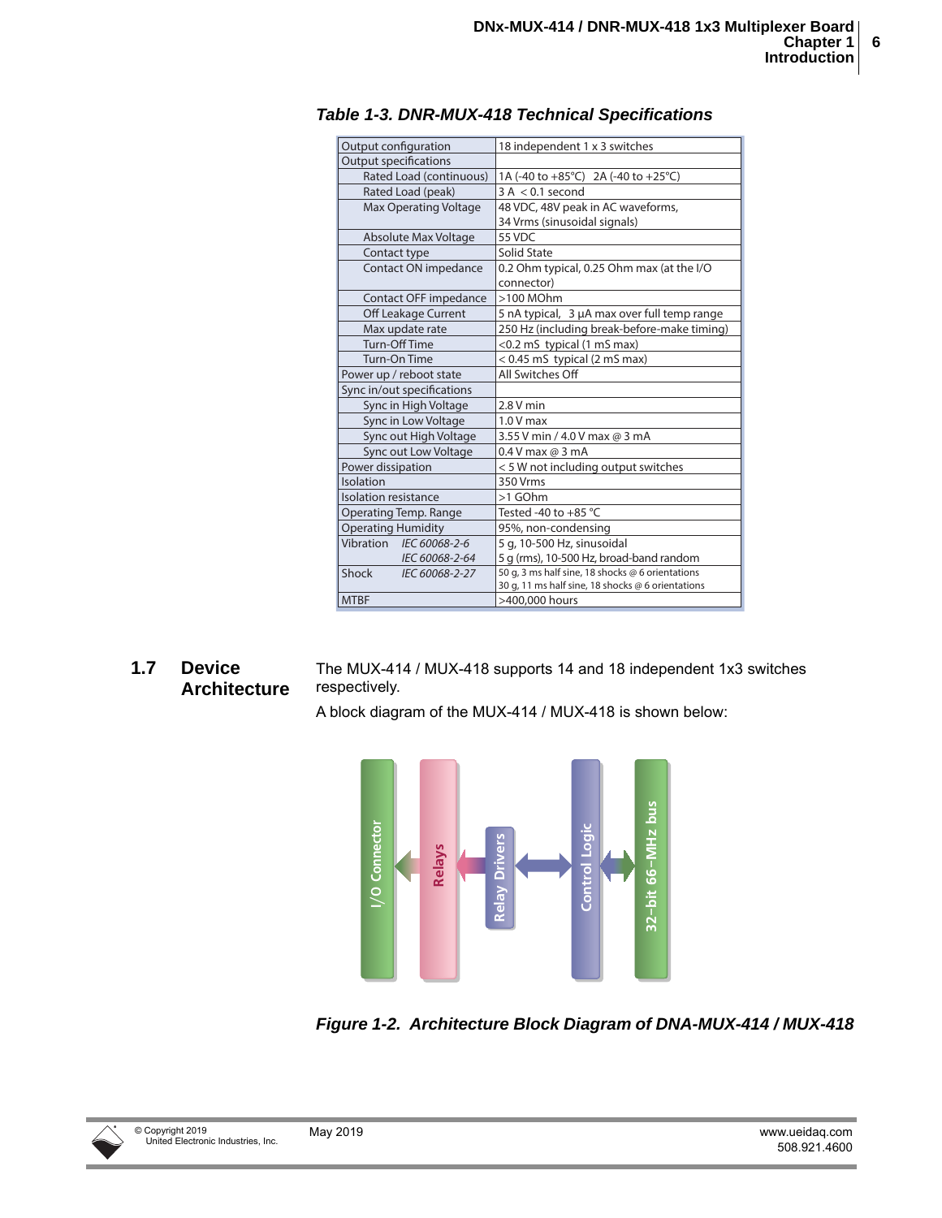*Table 1-3. DNR-MUX-418 Technical Specifications*

| | |
|---|---|
| Output configuration | 18 independent 1 x 3 switches |
| Output specifications | |
| Rated Load (continuous) | 1A (-40 to +85°C) 2A (-40 to +25°C) |
| Rated Load (peak) | 3 A < 0.1 second |
| Max Operating Voltage | 48 VDC, 48V peak in AC waveforms, 34 Vrms (sinusoidal signals) |
| Absolute Max Voltage | 55 VDC |
| Contact type | Solid State |
| Contact ON impedance | 0.2 Ohm typical, 0.25 Ohm max (at the I/O connector) |
| Contact OFF impedance | >100 MOhm |
| Off Leakage Current | 5 nA typical, 3 µA max over full temp range |
| Max update rate | 250 Hz (including break-before-make timing) |
| Turn-Off Time | <0.2 mS typical (1 mS max) |
| Turn-On Time | < 0.45 mS typical (2 mS max) |
| Power up / reboot state | All Switches Off |
| Sync in/out specifications | |
| Sync in High Voltage | 2.8 V min |
| Sync in Low Voltage | 1.0 V max |
| Sync out High Voltage | 3.55 V min / 4.0 V max @ 3 mA |
| Sync out Low Voltage | 0.4 V max @ 3 mA |
| Power dissipation | < 5 W not including output switches |
| Isolation | 350 Vrms |
| Isolation resistance | >1 GOhm |
| Operating Temp. Range | Tested -40 to +85 °C |
| Operating Humidity | 95%, non-condensing |
| Vibration *IEC 60068-2-6* | 5 g, 10-500 Hz, sinusoidal |
| *IEC 60068-2-64* | 5 g (rms), 10-500 Hz, broad-band random |
| Shock *IEC 60068-2-27* | 50 g, 3 ms half sine, 18 shocks @ 6 orientations<br>30 g, 11 ms half sine, 18 shocks @ 6 orientations |
| MTBF | >400,000 hours |

## 1.7 Device Architecture

The MUX-414 / MUX-418 supports 14 and 18 independent 1x3 switches respectively.

A block diagram of the MUX-414 / MUX-418 is shown below:

I/O Connector | Relays | Relay Drivers | Control Logic | 32-bit 66-MHz bus

*Figure 1-2. Architecture Block Diagram of DNA-MUX-414 / MUX-418*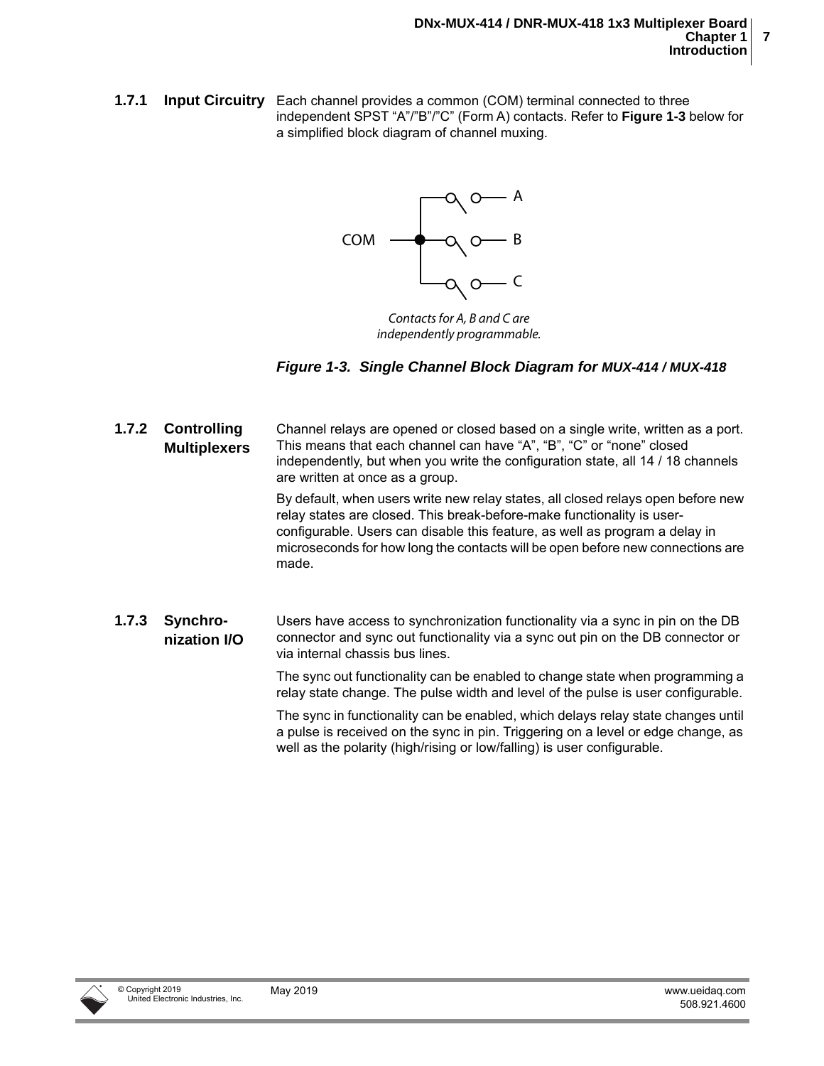### 1.7.1 Input Circuitry

Each channel provides a common (COM) terminal connected to three independent SPST “A”/”B”/”C” (Form A) contacts. Refer to **Figure 1-3** below for a simplified block diagram of channel muxing.

*Contacts for A, B and C are independently programmable.*

***Figure 1-3. Single Channel Block Diagram for MUX-414 / MUX-418***

### 1.7.2 Controlling Multiplexers

Channel relays are opened or closed based on a single write, written as a port. This means that each channel can have “A”, “B”, “C” or “none” closed independently, but when you write the configuration state, all 14 / 18 channels are written at once as a group.

By default, when users write new relay states, all closed relays open before new relay states are closed. This break-before-make functionality is user-configurable. Users can disable this feature, as well as program a delay in microseconds for how long the contacts will be open before new connections are made.

### 1.7.3 Synchronization I/O

Users have access to synchronization functionality via a sync in pin on the DB connector and sync out functionality via a sync out pin on the DB connector or via internal chassis bus lines.

The sync out functionality can be enabled to change state when programming a relay state change. The pulse width and level of the pulse is user configurable.

The sync in functionality can be enabled, which delays relay state changes until a pulse is received on the sync in pin. Triggering on a level or edge change, as well as the polarity (high/rising or low/falling) is user configurable.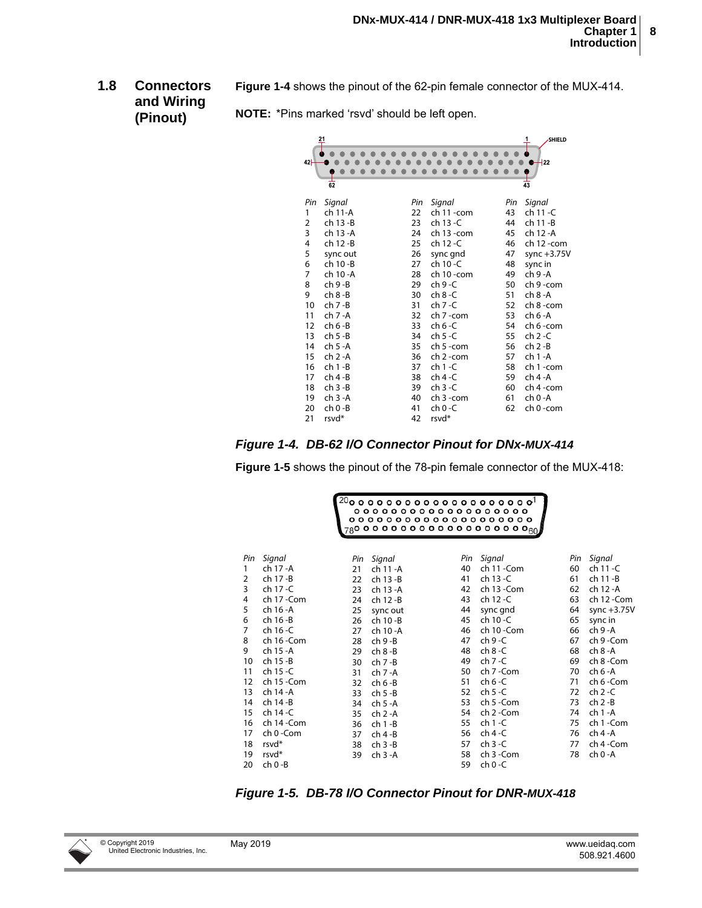## 1.8 Connectors and Wiring (Pinout)

**Figure 1-4** shows the pinout of the 62-pin female connector of the MUX-414.

**NOTE:** *Pins marked 'rsvd' should be left open.

| Pin | Signal | Pin | Signal | Pin | Signal |
|---|---|---|---|---|---|
| 1 | ch 11-A | 22 | ch 11 -com | 43 | ch 11 -C |
| 2 | ch 13 -B | 23 | ch 13 -C | 44 | ch 11 -B |
| 3 | ch 13 -A | 24 | ch 13 -com | 45 | ch 12 -A |
| 4 | ch 12 -B | 25 | ch 12 -C | 46 | ch 12 -com |
| 5 | sync out | 26 | sync gnd | 47 | sync +3.75V |
| 6 | ch 10 -B | 27 | ch 10 -C | 48 | sync in |
| 7 | ch 10 -A | 28 | ch 10 -com | 49 | ch 9 -A |
| 8 | ch 9 -B | 29 | ch 9 -C | 50 | ch 9 -com |
| 9 | ch 8 -B | 30 | ch 8 -C | 51 | ch 8 -A |
| 10 | ch 7 -B | 31 | ch 7 -C | 52 | ch 8 -com |
| 11 | ch 7 -A | 32 | ch 7 -com | 53 | ch 6 -A |
| 12 | ch 6 -B | 33 | ch 6 -C | 54 | ch 6 -com |
| 13 | ch 5 -B | 34 | ch 5 -C | 55 | ch 2 -C |
| 14 | ch 5 -A | 35 | ch 5 -com | 56 | ch 2 -B |
| 15 | ch 2 -A | 36 | ch 2 -com | 57 | ch 1 -A |
| 16 | ch 1 -B | 37 | ch 1 -C | 58 | ch 1 -com |
| 17 | ch 4 -B | 38 | ch 4 -C | 59 | ch 4 -A |
| 18 | ch 3 -B | 39 | ch 3 -C | 60 | ch 4 -com |
| 19 | ch 3 -A | 40 | ch 3 -com | 61 | ch 0 -A |
| 20 | ch 0 -B | 41 | ch 0 -C | 62 | ch 0 -com |
| 21 | rsvd* | 42 | rsvd* | | |

***Figure 1-4. DB-62 I/O Connector Pinout for DNx-MUX-414***

**Figure 1-5** shows the pinout of the 78-pin female connector of the MUX-418:

| Pin | Signal | Pin | Signal | Pin | Signal | Pin | Signal |
|---|---|---|---|---|---|---|---|
| 1 | ch 17 -A | 21 | ch 11 -A | 40 | ch 11 -Com | 60 | ch 11 -C |
| 2 | ch 17 -B | 22 | ch 13 -B | 41 | ch 13 -C | 61 | ch 11 -B |
| 3 | ch 17 -C | 23 | ch 13 -A | 42 | ch 13 -Com | 62 | ch 12 -A |
| 4 | ch 17 -Com | 24 | ch 12 -B | 43 | ch 12 -C | 63 | ch 12 -Com |
| 5 | ch 16 -A | 25 | sync out | 44 | sync gnd | 64 | sync +3.75V |
| 6 | ch 16 -B | 26 | ch 10 -B | 45 | ch 10 -C | 65 | sync in |
| 7 | ch 16 -C | 27 | ch 10 -A | 46 | ch 10 -Com | 66 | ch 9 -A |
| 8 | ch 16 -Com | 28 | ch 9 -B | 47 | ch 9 -C | 67 | ch 9 -Com |
| 9 | ch 15 -A | 29 | ch 8 -B | 48 | ch 8 -C | 68 | ch 8 -A |
| 10 | ch 15 -B | 30 | ch 7 -B | 49 | ch 7 -C | 69 | ch 8 -Com |
| 11 | ch 15 -C | 31 | ch 7 -A | 50 | ch 7 -Com | 70 | ch 6 -A |
| 12 | ch 15 -Com | 32 | ch 6 -B | 51 | ch 6 -C | 71 | ch 6 -Com |
| 13 | ch 14 -A | 33 | ch 5 -B | 52 | ch 5 -C | 72 | ch 2 -C |
| 14 | ch 14 -B | 34 | ch 5 -A | 53 | ch 5 -Com | 73 | ch 2 -B |
| 15 | ch 14 -C | 35 | ch 2 -A | 54 | ch 2 -Com | 74 | ch 1 -A |
| 16 | ch 14 -Com | 36 | ch 1 -B | 55 | ch 1 -C | 75 | ch 1 -Com |
| 17 | ch 0 -Com | 37 | ch 4 -B | 56 | ch 4 -C | 76 | ch 4 -A |
| 18 | rsvd* | 38 | ch 3 -B | 57 | ch 3 -C | 77 | ch 4 -Com |
| 19 | rsvd* | 39 | ch 3 -A | 58 | ch 3 -Com | 78 | ch 0 -A |
| 20 | ch 0 -B | | | 59 | ch 0 -C | | |

***Figure 1-5. DB-78 I/O Connector Pinout for DNR-MUX-418***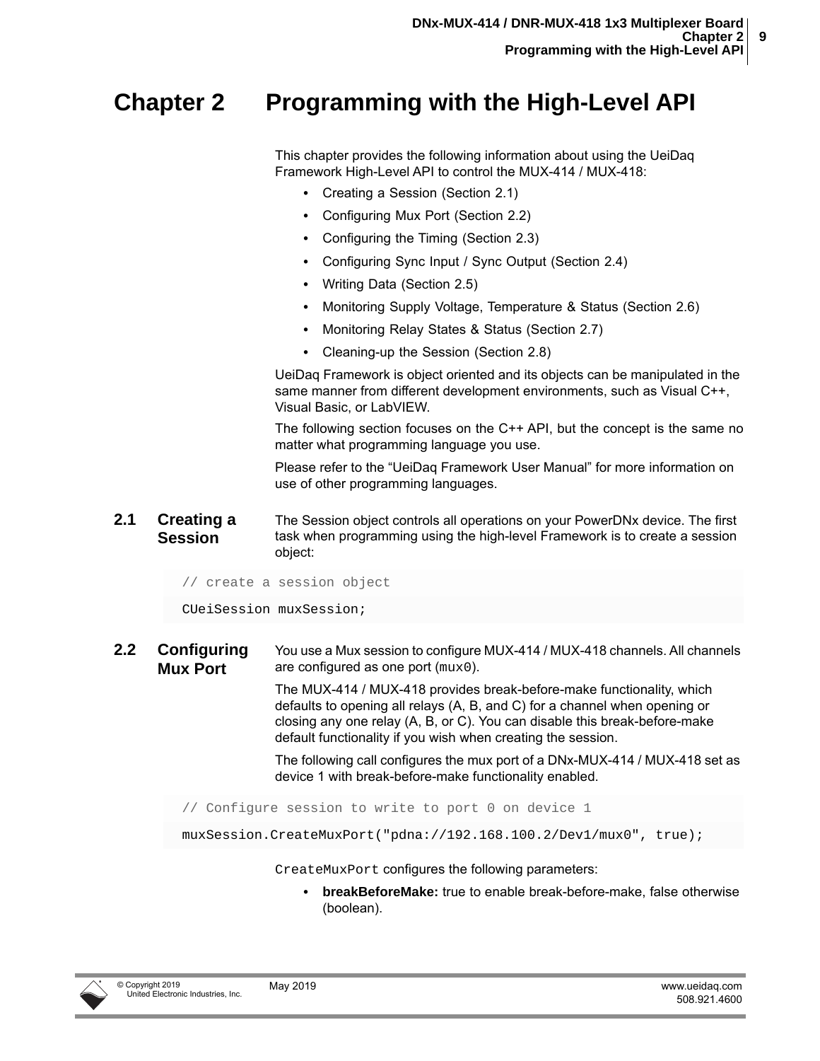# Chapter 2 Programming with the High-Level API

This chapter provides the following information about using the UeiDaq Framework High-Level API to control the MUX-414 / MUX-418:

- Creating a Session (Section 2.1)
- Configuring Mux Port (Section 2.2)
- Configuring the Timing (Section 2.3)
- Configuring Sync Input / Sync Output (Section 2.4)
- Writing Data (Section 2.5)
- Monitoring Supply Voltage, Temperature & Status (Section 2.6)
- Monitoring Relay States & Status (Section 2.7)
- Cleaning-up the Session (Section 2.8)

UeiDaq Framework is object oriented and its objects can be manipulated in the same manner from different development environments, such as Visual C++, Visual Basic, or LabVIEW.

The following section focuses on the C++ API, but the concept is the same no matter what programming language you use.

Please refer to the "UeiDaq Framework User Manual" for more information on use of other programming languages.

## 2.1 Creating a Session

The Session object controls all operations on your PowerDNx device. The first task when programming using the high-level Framework is to create a session object:

```
// create a session object
CUeiSession muxSession;
```

## 2.2 Configuring Mux Port

You use a Mux session to configure MUX-414 / MUX-418 channels. All channels are configured as one port (`mux0`).

The MUX-414 / MUX-418 provides break-before-make functionality, which defaults to opening all relays (A, B, and C) for a channel when opening or closing any one relay (A, B, or C). You can disable this break-before-make default functionality if you wish when creating the session.

The following call configures the mux port of a DNx-MUX-414 / MUX-418 set as device 1 with break-before-make functionality enabled.

```
// Configure session to write to port 0 on device 1
muxSession.CreateMuxPort("pdna://192.168.100.2/Dev1/mux0", true);
```

`CreateMuxPort` configures the following parameters:

- **breakBeforeMake:** true to enable break-before-make, false otherwise (boolean).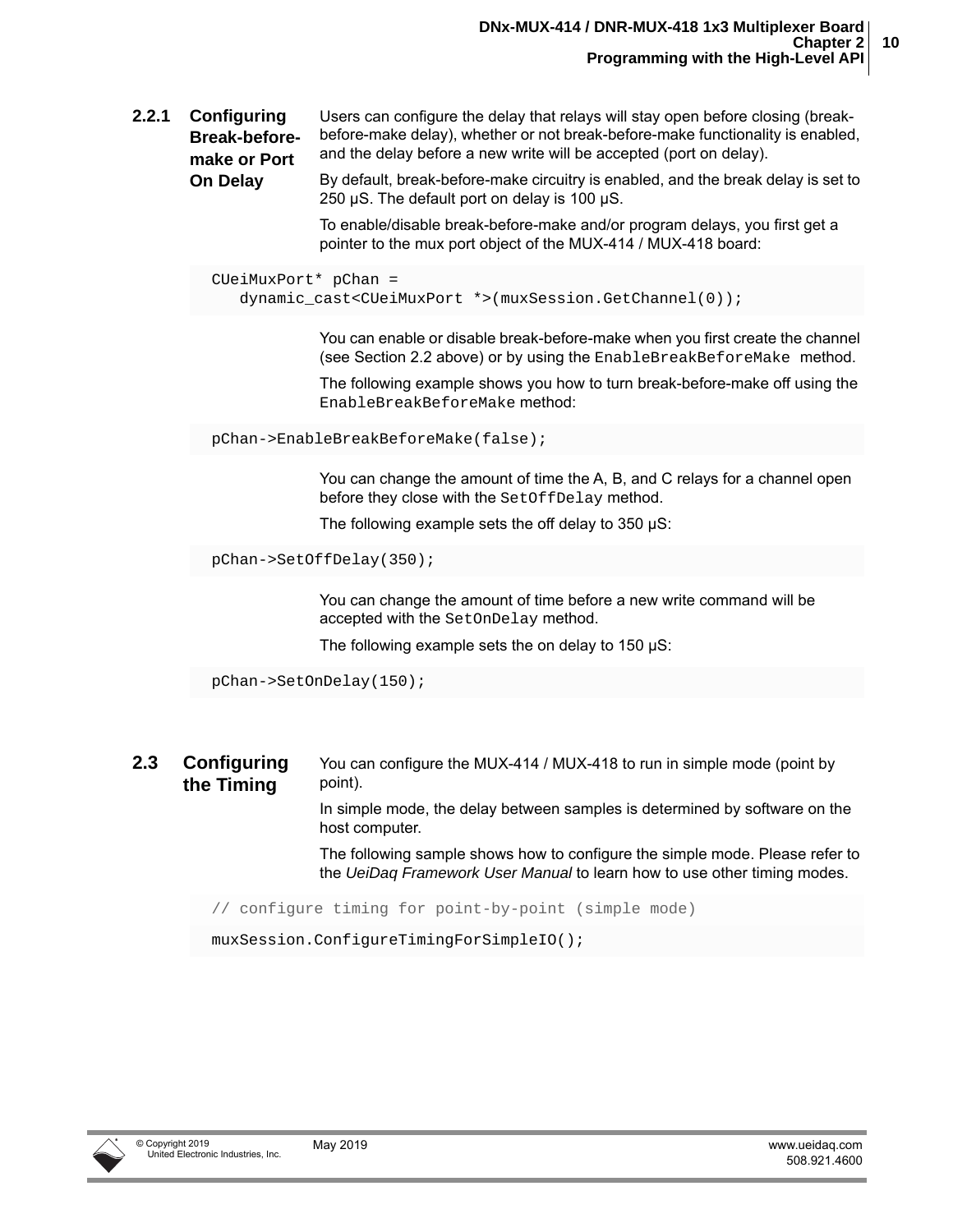### 2.2.1 Configuring Break-before-make or Port On Delay

Users can configure the delay that relays will stay open before closing (break-before-make delay), whether or not break-before-make functionality is enabled, and the delay before a new write will be accepted (port on delay).

By default, break-before-make circuitry is enabled, and the break delay is set to 250 µS. The default port on delay is 100 µS.

To enable/disable break-before-make and/or program delays, you first get a pointer to the mux port object of the MUX-414 / MUX-418 board:

```
CUeiMuxPort* pChan =
   dynamic_cast<CUeiMuxPort *>(muxSession.GetChannel(0));
```

You can enable or disable break-before-make when you first create the channel (see Section 2.2 above) or by using the `EnableBreakBeforeMake` method.

The following example shows you how to turn break-before-make off using the `EnableBreakBeforeMake` method:

```
pChan->EnableBreakBeforeMake(false);
```

You can change the amount of time the A, B, and C relays for a channel open before they close with the `SetOffDelay` method.

The following example sets the off delay to 350 µS:

```
pChan->SetOffDelay(350);
```

You can change the amount of time before a new write command will be accepted with the `SetOnDelay` method.

The following example sets the on delay to 150 µS:

```
pChan->SetOnDelay(150);
```

## 2.3 Configuring the Timing

You can configure the MUX-414 / MUX-418 to run in simple mode (point by point).

In simple mode, the delay between samples is determined by software on the host computer.

The following sample shows how to configure the simple mode. Please refer to the *UeiDaq Framework User Manual* to learn how to use other timing modes.

```
// configure timing for point-by-point (simple mode)
muxSession.ConfigureTimingForSimpleIO();
```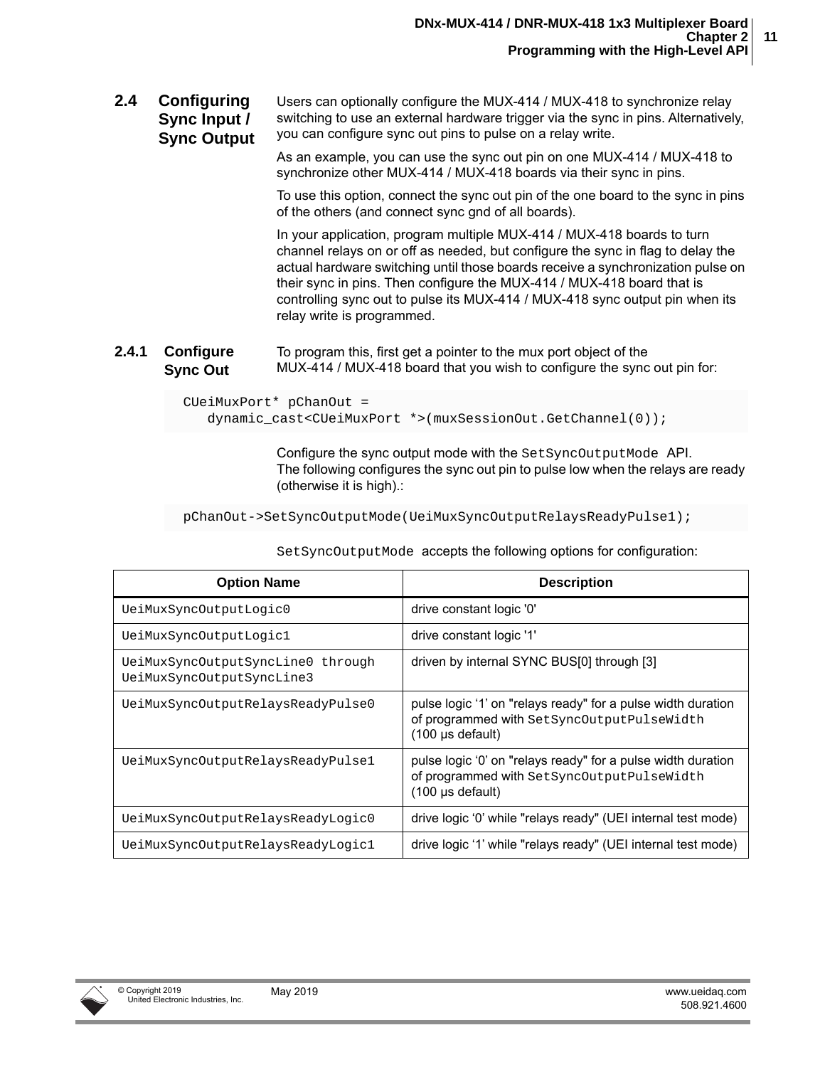## 2.4 Configuring Sync Input / Sync Output

Users can optionally configure the MUX-414 / MUX-418 to synchronize relay switching to use an external hardware trigger via the sync in pins. Alternatively, you can configure sync out pins to pulse on a relay write.

As an example, you can use the sync out pin on one MUX-414 / MUX-418 to synchronize other MUX-414 / MUX-418 boards via their sync in pins.

To use this option, connect the sync out pin of the one board to the sync in pins of the others (and connect sync gnd of all boards).

In your application, program multiple MUX-414 / MUX-418 boards to turn channel relays on or off as needed, but configure the sync in flag to delay the actual hardware switching until those boards receive a synchronization pulse on their sync in pins. Then configure the MUX-414 / MUX-418 board that is controlling sync out to pulse its MUX-414 / MUX-418 sync output pin when its relay write is programmed.

### 2.4.1 Configure Sync Out

To program this, first get a pointer to the mux port object of the MUX-414 / MUX-418 board that you wish to configure the sync out pin for:

```
CUeiMuxPort* pChanOut =
    dynamic_cast<CUeiMuxPort *>(muxSessionOut.GetChannel(0));
```

Configure the sync output mode with the `SetSyncOutputMode` API. The following configures the sync out pin to pulse low when the relays are ready (otherwise it is high).:

```
pChanOut->SetSyncOutputMode(UeiMuxSyncOutputRelaysReadyPulse1);
```

`SetSyncOutputMode` accepts the following options for configuration:

| Option Name | Description |
|---|---|
| UeiMuxSyncOutputLogic0 | drive constant logic '0' |
| UeiMuxSyncOutputLogic1 | drive constant logic '1' |
| UeiMuxSyncOutputSyncLine0 through UeiMuxSyncOutputSyncLine3 | driven by internal SYNC BUS[0] through [3] |
| UeiMuxSyncOutputRelaysReadyPulse0 | pulse logic '1' on "relays ready" for a pulse width duration of programmed with `SetSyncOutputPulseWidth` (100 µs default) |
| UeiMuxSyncOutputRelaysReadyPulse1 | pulse logic '0' on "relays ready" for a pulse width duration of programmed with `SetSyncOutputPulseWidth` (100 µs default) |
| UeiMuxSyncOutputRelaysReadyLogic0 | drive logic '0' while "relays ready" (UEI internal test mode) |
| UeiMuxSyncOutputRelaysReadyLogic1 | drive logic '1' while "relays ready" (UEI internal test mode) |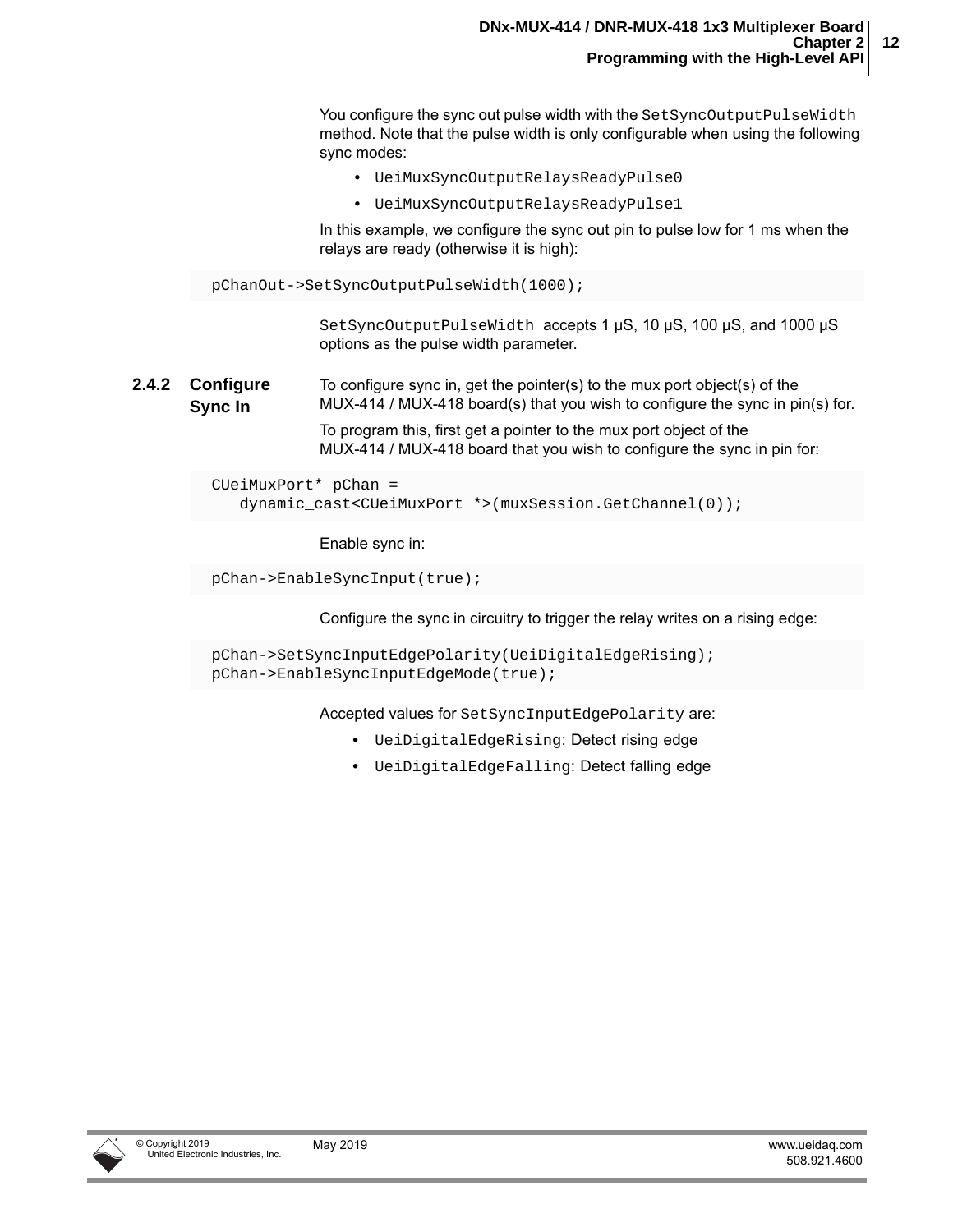You configure the sync out pulse width with the `SetSyncOutputPulseWidth` method. Note that the pulse width is only configurable when using the following sync modes:

- `UeiMuxSyncOutputRelaysReadyPulse0`
- `UeiMuxSyncOutputRelaysReadyPulse1`

In this example, we configure the sync out pin to pulse low for 1 ms when the relays are ready (otherwise it is high):

```
pChanOut->SetSyncOutputPulseWidth(1000);
```

`SetSyncOutputPulseWidth` accepts 1 µS, 10 µS, 100 µS, and 1000 µS options as the pulse width parameter.

### 2.4.2 Configure Sync In

To configure sync in, get the pointer(s) to the mux port object(s) of the MUX-414 / MUX-418 board(s) that you wish to configure the sync in pin(s) for.

To program this, first get a pointer to the mux port object of the MUX-414 / MUX-418 board that you wish to configure the sync in pin for:

```
CUeiMuxPort* pChan =
   dynamic_cast<CUeiMuxPort *>(muxSession.GetChannel(0));
```

Enable sync in:

```
pChan->EnableSyncInput(true);
```

Configure the sync in circuitry to trigger the relay writes on a rising edge:

```
pChan->SetSyncInputEdgePolarity(UeiDigitalEdgeRising);
pChan->EnableSyncInputEdgeMode(true);
```

Accepted values for `SetSyncInputEdgePolarity` are:

- `UeiDigitalEdgeRising`: Detect rising edge
- `UeiDigitalEdgeFalling`: Detect falling edge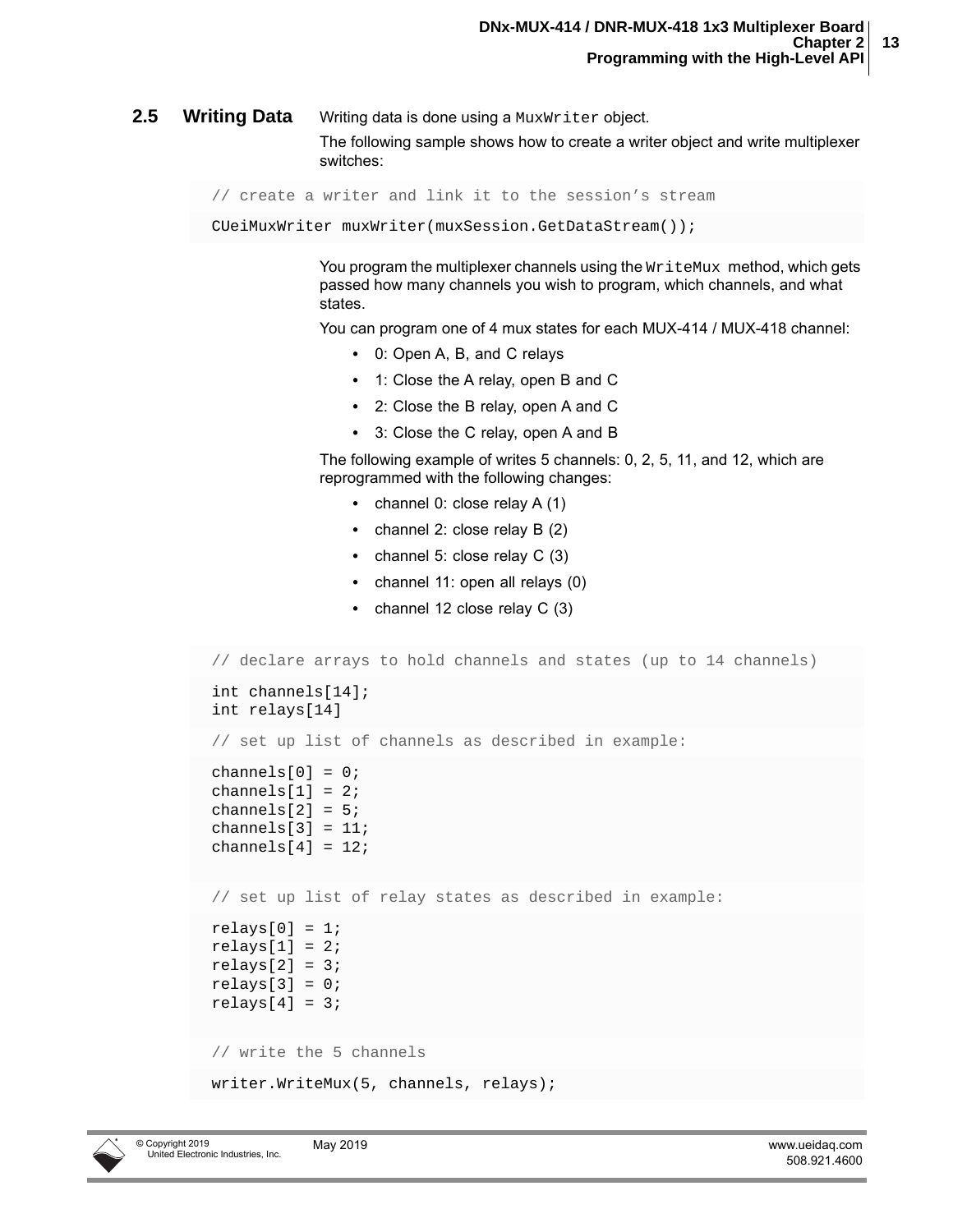## 2.5 Writing Data

Writing data is done using a `MuxWriter` object.

The following sample shows how to create a writer object and write multiplexer switches:

```
// create a writer and link it to the session’s stream
CUeiMuxWriter muxWriter(muxSession.GetDataStream());
```

You program the multiplexer channels using the `WriteMux` method, which gets passed how many channels you wish to program, which channels, and what states.

You can program one of 4 mux states for each MUX-414 / MUX-418 channel:

- 0: Open A, B, and C relays
- 1: Close the A relay, open B and C
- 2: Close the B relay, open A and C
- 3: Close the C relay, open A and B

The following example of writes 5 channels: 0, 2, 5, 11, and 12, which are reprogrammed with the following changes:

- channel 0: close relay A (1)
- channel 2: close relay B (2)
- channel 5: close relay C (3)
- channel 11: open all relays (0)
- channel 12 close relay C (3)

```
// declare arrays to hold channels and states (up to 14 channels)
int channels[14];
int relays[14]
// set up list of channels as described in example:
channels[0] = 0;
channels[1] = 2;
channels[2] = 5;
channels[3] = 11;
channels[4] = 12;

// set up list of relay states as described in example:
relays[0] = 1;
relays[1] = 2;
relays[2] = 3;
relays[3] = 0;
relays[4] = 3;

// write the 5 channels
writer.WriteMux(5, channels, relays);
```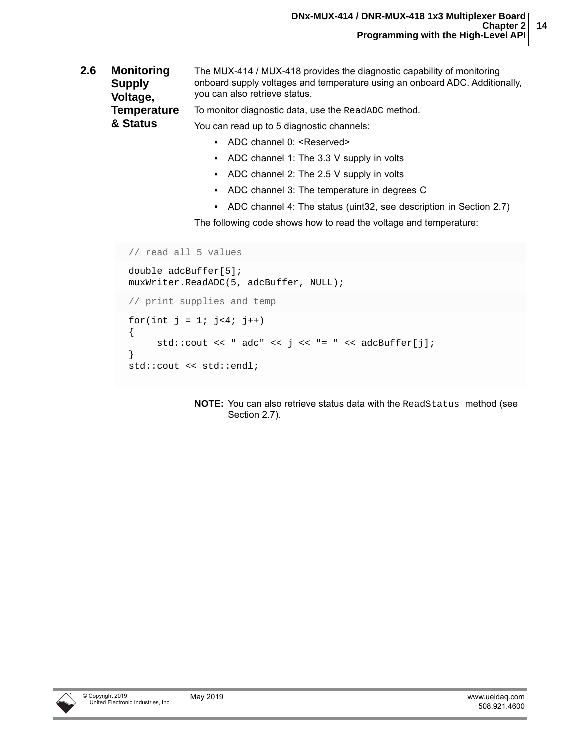## 2.6 Monitoring Supply Voltage, Temperature & Status

The MUX-414 / MUX-418 provides the diagnostic capability of monitoring onboard supply voltages and temperature using an onboard ADC. Additionally, you can also retrieve status.

To monitor diagnostic data, use the `ReadADC` method.

You can read up to 5 diagnostic channels:

- ADC channel 0: <Reserved>
- ADC channel 1: The 3.3 V supply in volts
- ADC channel 2: The 2.5 V supply in volts
- ADC channel 3: The temperature in degrees C
- ADC channel 4: The status (uint32, see description in Section 2.7)

The following code shows how to read the voltage and temperature:

```
// read all 5 values
double adcBuffer[5];
muxWriter.ReadADC(5, adcBuffer, NULL);
// print supplies and temp
for(int j = 1; j<4; j++)
{
     std::cout << " adc" << j << "= " << adcBuffer[j];
}
std::cout << std::endl;
```

**NOTE:** You can also retrieve status data with the `ReadStatus` method (see Section 2.7).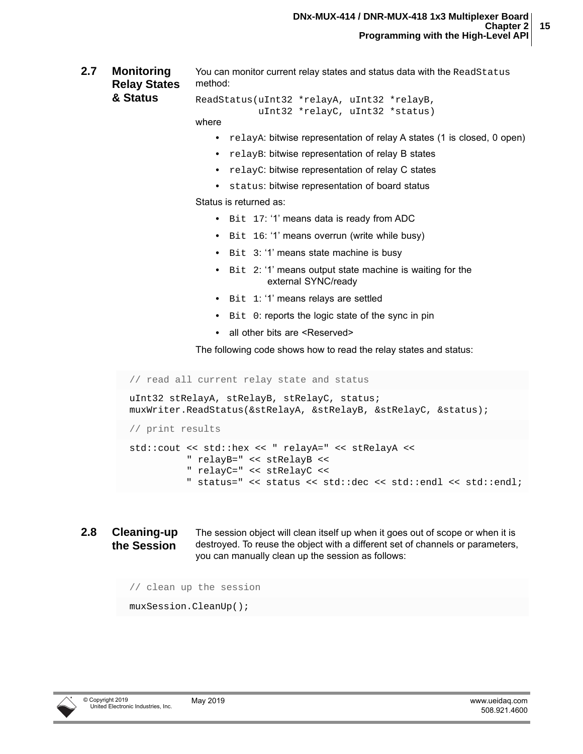## 2.7 Monitoring Relay States & Status

You can monitor current relay states and status data with the `ReadStatus` method:

```
ReadStatus(uInt32 *relayA, uInt32 *relayB,
           uInt32 *relayC, uInt32 *status)
```

where

- `relayA`: bitwise representation of relay A states (1 is closed, 0 open)
- `relayB`: bitwise representation of relay B states
- `relayC`: bitwise representation of relay C states
- `status`: bitwise representation of board status

Status is returned as:

- `Bit 17`: '1' means data is ready from ADC
- `Bit 16`: '1' means overrun (write while busy)
- `Bit 3`: '1' means state machine is busy
- `Bit 2`: '1' means output state machine is waiting for the external SYNC/ready
- `Bit 1`: '1' means relays are settled
- `Bit 0`: reports the logic state of the sync in pin
- all other bits are <Reserved>

The following code shows how to read the relay states and status:

```
// read all current relay state and status
uInt32 stRelayA, stRelayB, stRelayC, status;
muxWriter.ReadStatus(&stRelayA, &stRelayB, &stRelayC, &status);
// print results
std::cout << std::hex << " relayA=" << stRelayA <<
          " relayB=" << stRelayB <<
          " relayC=" << stRelayC <<
          " status=" << status << std::dec << std::endl << std::endl;
```

## 2.8 Cleaning-up the Session

The session object will clean itself up when it goes out of scope or when it is destroyed. To reuse the object with a different set of channels or parameters, you can manually clean up the session as follows:

```
// clean up the session
muxSession.CleanUp();
```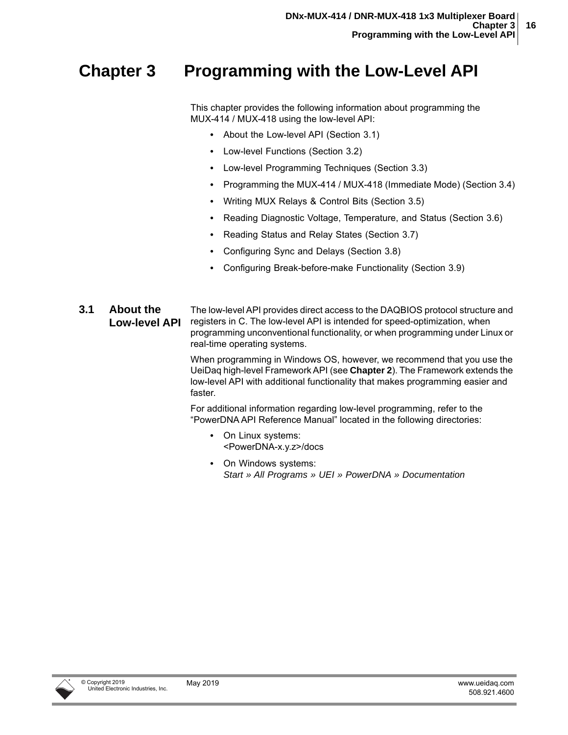# Chapter 3 Programming with the Low-Level API

This chapter provides the following information about programming the MUX-414 / MUX-418 using the low-level API:

- About the Low-level API (Section 3.1)
- Low-level Functions (Section 3.2)
- Low-level Programming Techniques (Section 3.3)
- Programming the MUX-414 / MUX-418 (Immediate Mode) (Section 3.4)
- Writing MUX Relays & Control Bits (Section 3.5)
- Reading Diagnostic Voltage, Temperature, and Status (Section 3.6)
- Reading Status and Relay States (Section 3.7)
- Configuring Sync and Delays (Section 3.8)
- Configuring Break-before-make Functionality (Section 3.9)

## 3.1 About the Low-level API

The low-level API provides direct access to the DAQBIOS protocol structure and registers in C. The low-level API is intended for speed-optimization, when programming unconventional functionality, or when programming under Linux or real-time operating systems.

When programming in Windows OS, however, we recommend that you use the UeiDaq high-level Framework API (see **Chapter 2**). The Framework extends the low-level API with additional functionality that makes programming easier and faster.

For additional information regarding low-level programming, refer to the "PowerDNA API Reference Manual" located in the following directories:

- On Linux systems:
  <PowerDNA-x.y.z>/docs
- On Windows systems:
  *Start » All Programs » UEI » PowerDNA » Documentation*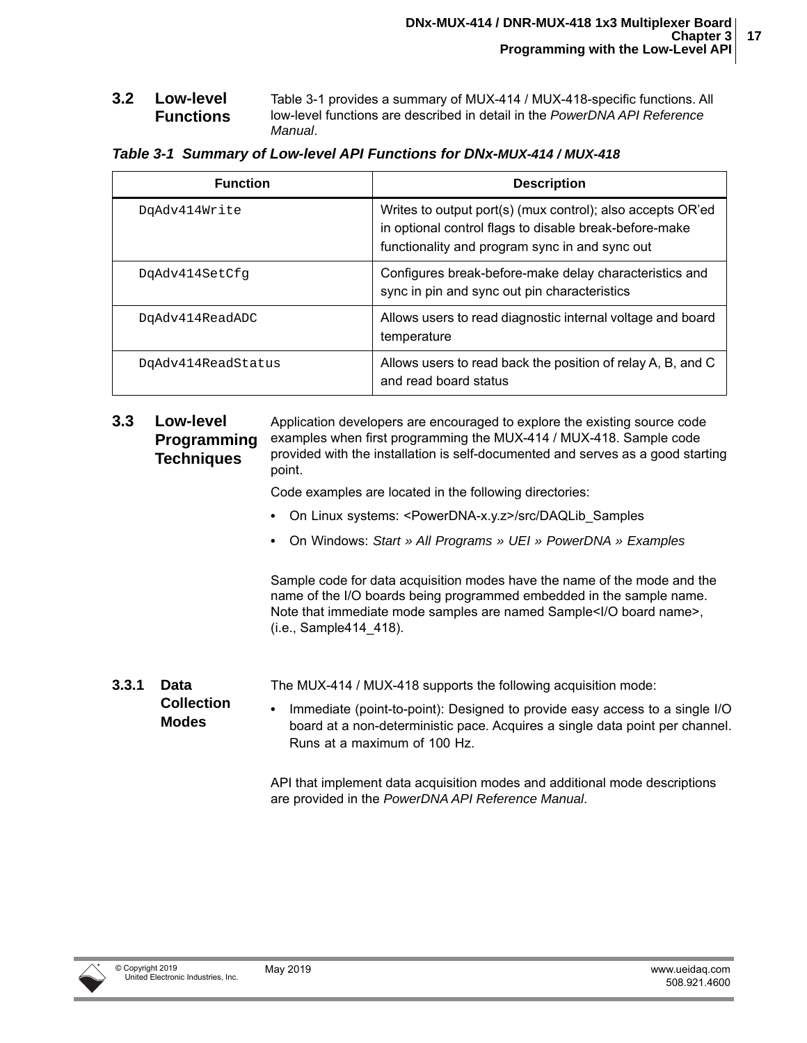## 3.2 Low-level Functions

Table 3-1 provides a summary of MUX-414 / MUX-418-specific functions. All low-level functions are described in detail in the *PowerDNA API Reference Manual*.

***Table 3-1 Summary of Low-level API Functions for DNx-MUX-414 / MUX-418***

| Function | Description |
|---|---|
| `DqAdv414Write` | Writes to output port(s) (mux control); also accepts OR'ed in optional control flags to disable break-before-make functionality and program sync in and sync out |
| `DqAdv414SetCfg` | Configures break-before-make delay characteristics and sync in pin and sync out pin characteristics |
| `DqAdv414ReadADC` | Allows users to read diagnostic internal voltage and board temperature |
| `DqAdv414ReadStatus` | Allows users to read back the position of relay A, B, and C and read board status |

## 3.3 Low-level Programming Techniques

Application developers are encouraged to explore the existing source code examples when first programming the MUX-414 / MUX-418. Sample code provided with the installation is self-documented and serves as a good starting point.

Code examples are located in the following directories:

- On Linux systems: <PowerDNA-x.y.z>/src/DAQLib_Samples
- On Windows: *Start » All Programs » UEI » PowerDNA » Examples*

Sample code for data acquisition modes have the name of the mode and the name of the I/O boards being programmed embedded in the sample name. Note that immediate mode samples are named Sample<I/O board name>, (i.e., Sample414_418).

### 3.3.1 Data Collection Modes

The MUX-414 / MUX-418 supports the following acquisition mode:

- Immediate (point-to-point): Designed to provide easy access to a single I/O board at a non-deterministic pace. Acquires a single data point per channel. Runs at a maximum of 100 Hz.

API that implement data acquisition modes and additional mode descriptions are provided in the *PowerDNA API Reference Manual*.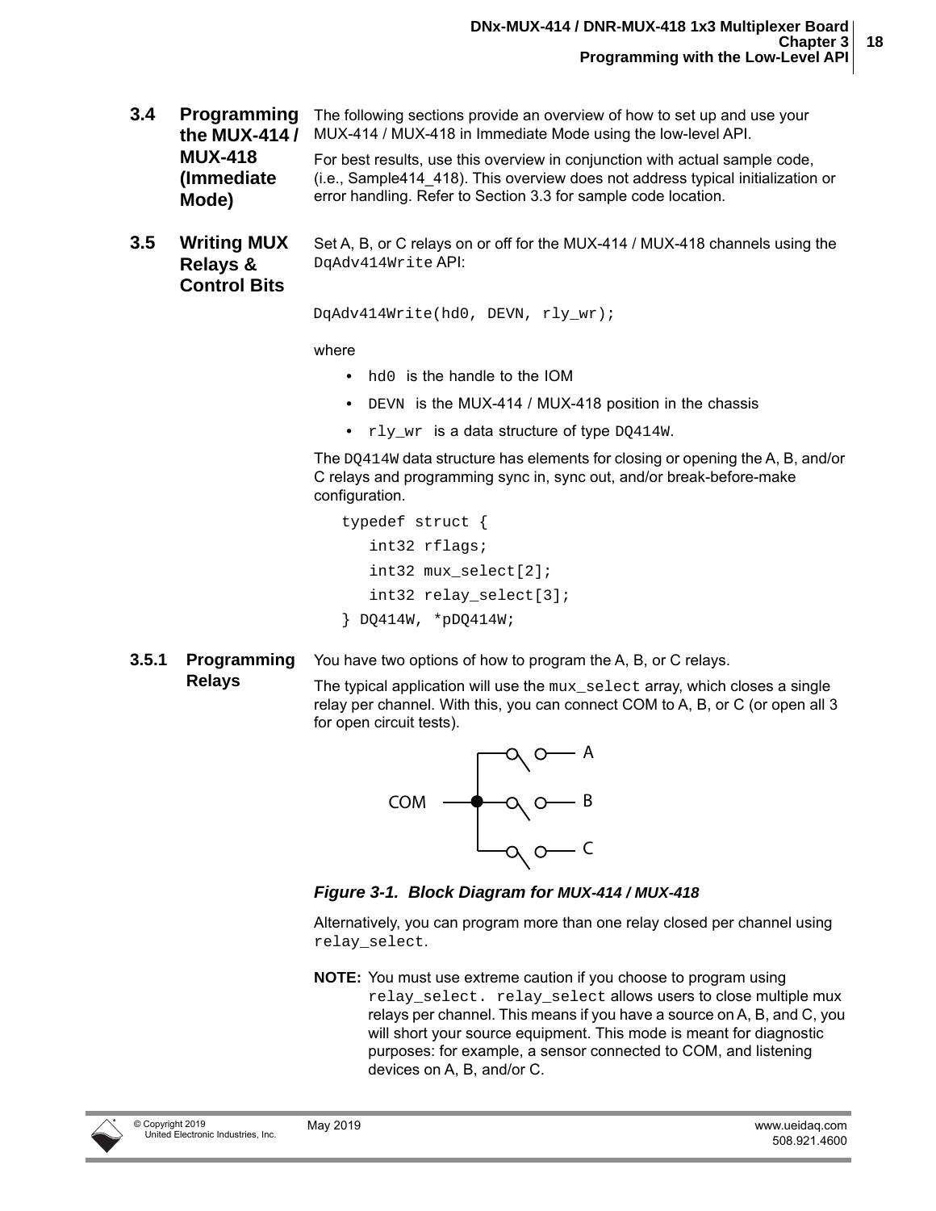## 3.4 Programming the MUX-414 / MUX-418 (Immediate Mode)

The following sections provide an overview of how to set up and use your MUX-414 / MUX-418 in Immediate Mode using the low-level API.

For best results, use this overview in conjunction with actual sample code, (i.e., Sample414_418). This overview does not address typical initialization or error handling. Refer to Section 3.3 for sample code location.

## 3.5 Writing MUX Relays & Control Bits

Set A, B, or C relays on or off for the MUX-414 / MUX-418 channels using the `DqAdv414Write` API:

```
DqAdv414Write(hd0, DEVN, rly_wr);
```

where

- `hd0` is the handle to the IOM
- `DEVN` is the MUX-414 / MUX-418 position in the chassis
- `rly_wr` is a data structure of type `DQ414W`.

The `DQ414W` data structure has elements for closing or opening the A, B, and/or C relays and programming sync in, sync out, and/or break-before-make configuration.

```
typedef struct {
   int32 rflags;
   int32 mux_select[2];
   int32 relay_select[3];
} DQ414W, *pDQ414W;
```

### 3.5.1 Programming Relays

You have two options of how to program the A, B, or C relays.

The typical application will use the `mux_select` array, which closes a single relay per channel. With this, you can connect COM to A, B, or C (or open all 3 for open circuit tests).

***Figure 3-1. Block Diagram for MUX-414 / MUX-418***

Alternatively, you can program more than one relay closed per channel using `relay_select`.

**NOTE:** You must use extreme caution if you choose to program using `relay_select`. `relay_select` allows users to close multiple mux relays per channel. This means if you have a source on A, B, and C, you will short your source equipment. This mode is meant for diagnostic purposes: for example, a sensor connected to COM, and listening devices on A, B, and/or C.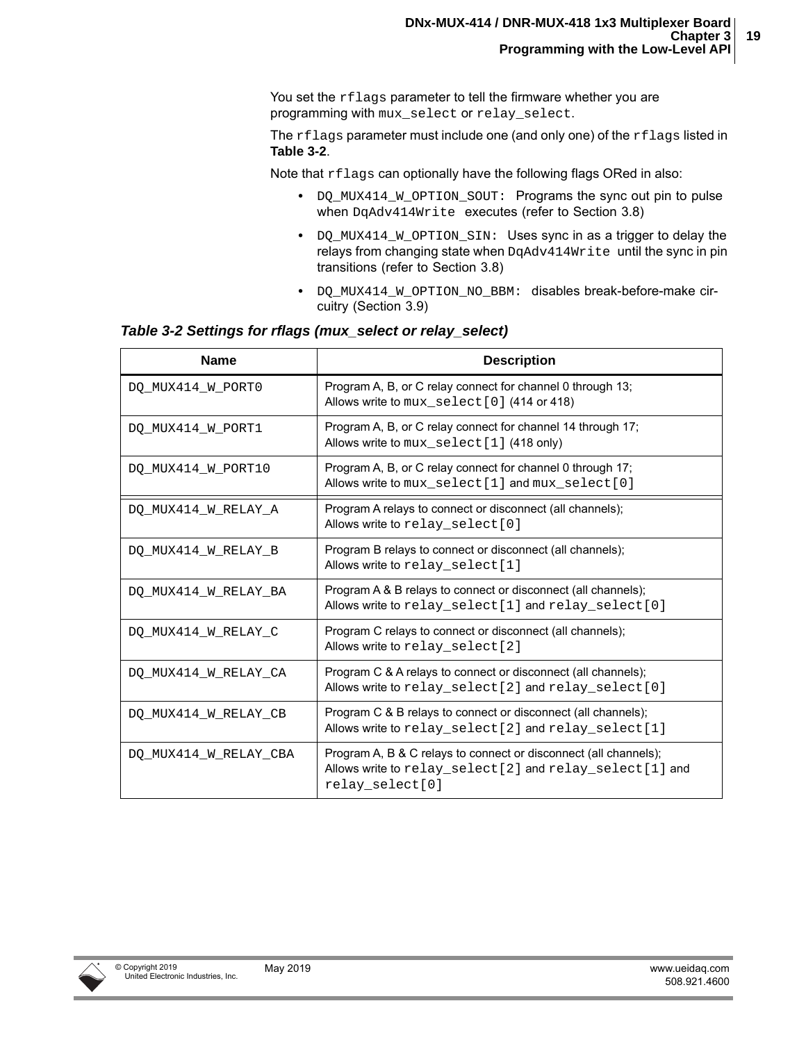You set the `rflags` parameter to tell the firmware whether you are programming with `mux_select` or `relay_select`.

The `rflags` parameter must include one (and only one) of the `rflags` listed in **Table 3-2**.

Note that `rflags` can optionally have the following flags ORed in also:

- `DQ_MUX414_W_OPTION_SOUT:` Programs the sync out pin to pulse when `DqAdv414Write` executes (refer to Section 3.8)
- `DQ_MUX414_W_OPTION_SIN:` Uses sync in as a trigger to delay the relays from changing state when `DqAdv414Write` until the sync in pin transitions (refer to Section 3.8)
- `DQ_MUX414_W_OPTION_NO_BBM:` disables break-before-make circuitry (Section 3.9)

***Table 3-2 Settings for rflags (mux_select or relay_select)***

| Name | Description |
|---|---|
| `DQ_MUX414_W_PORT0` | Program A, B, or C relay connect for channel 0 through 13; Allows write to `mux_select[0]` (414 or 418) |
| `DQ_MUX414_W_PORT1` | Program A, B, or C relay connect for channel 14 through 17; Allows write to `mux_select[1]` (418 only) |
| `DQ_MUX414_W_PORT10` | Program A, B, or C relay connect for channel 0 through 17; Allows write to `mux_select[1]` and `mux_select[0]` |
| `DQ_MUX414_W_RELAY_A` | Program A relays to connect or disconnect (all channels); Allows write to `relay_select[0]` |
| `DQ_MUX414_W_RELAY_B` | Program B relays to connect or disconnect (all channels); Allows write to `relay_select[1]` |
| `DQ_MUX414_W_RELAY_BA` | Program A & B relays to connect or disconnect (all channels); Allows write to `relay_select[1]` and `relay_select[0]` |
| `DQ_MUX414_W_RELAY_C` | Program C relays to connect or disconnect (all channels); Allows write to `relay_select[2]` |
| `DQ_MUX414_W_RELAY_CA` | Program C & A relays to connect or disconnect (all channels); Allows write to `relay_select[2]` and `relay_select[0]` |
| `DQ_MUX414_W_RELAY_CB` | Program C & B relays to connect or disconnect (all channels); Allows write to `relay_select[2]` and `relay_select[1]` |
| `DQ_MUX414_W_RELAY_CBA` | Program A, B & C relays to connect or disconnect (all channels); Allows write to `relay_select[2]` and `relay_select[1]` and `relay_select[0]` |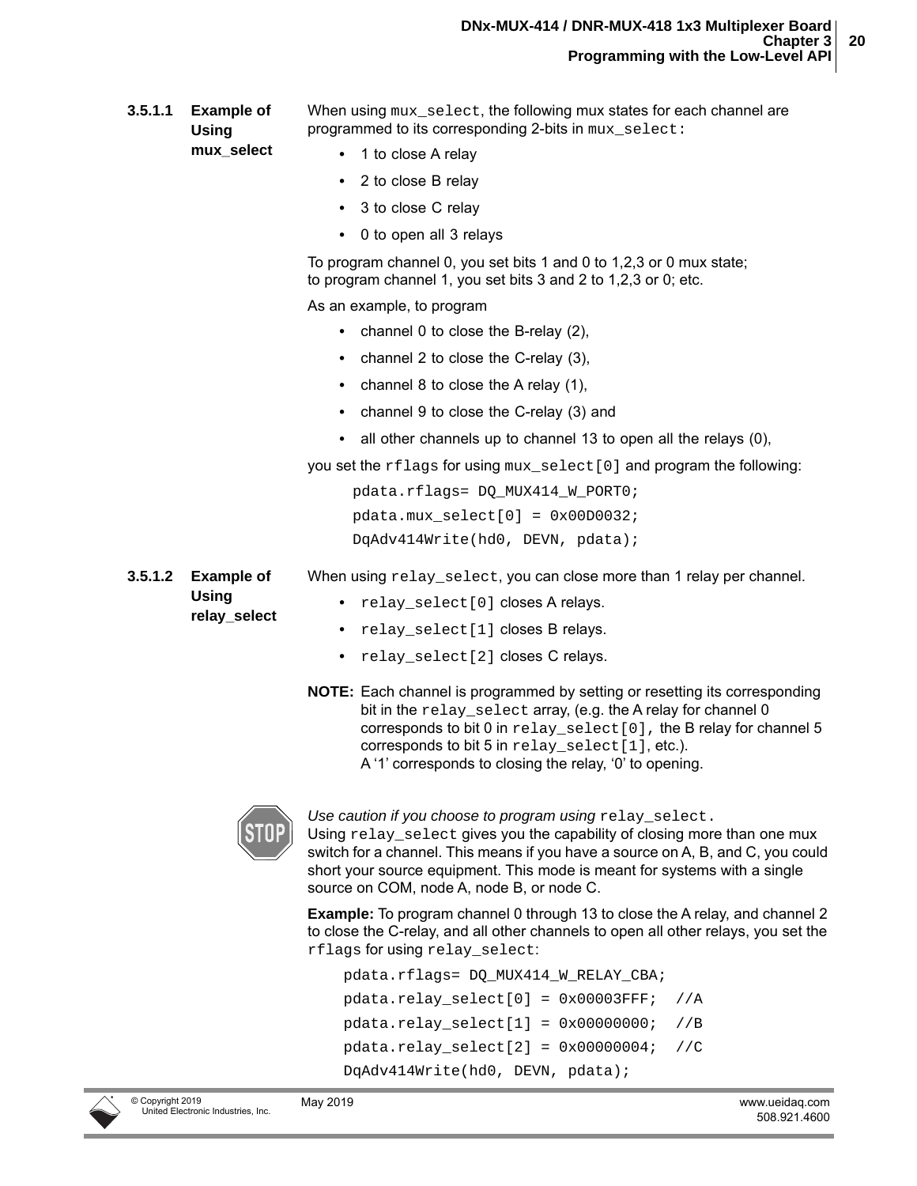### 3.5.1.1 Example of Using mux_select

When using mux_select, the following mux states for each channel are programmed to its corresponding 2-bits in mux_select:

- 1 to close A relay
- 2 to close B relay
- 3 to close C relay
- 0 to open all 3 relays

To program channel 0, you set bits 1 and 0 to 1,2,3 or 0 mux state; to program channel 1, you set bits 3 and 2 to 1,2,3 or 0; etc.

As an example, to program

- channel 0 to close the B-relay (2),
- channel 2 to close the C-relay (3),
- channel 8 to close the A relay (1),
- channel 9 to close the C-relay (3) and
- all other channels up to channel 13 to open all the relays (0),

you set the rflags for using mux_select[0] and program the following:

```
pdata.rflags= DQ_MUX414_W_PORT0;
pdata.mux_select[0] = 0x00D0032;
DqAdv414Write(hd0, DEVN, pdata);
```

### 3.5.1.2 Example of Using relay_select

When using relay_select, you can close more than 1 relay per channel.

- relay_select[0] closes A relays.
- relay_select[1] closes B relays.
- relay_select[2] closes C relays.

**NOTE:** Each channel is programmed by setting or resetting its corresponding bit in the relay_select array, (e.g. the A relay for channel 0 corresponds to bit 0 in relay_select[0], the B relay for channel 5 corresponds to bit 5 in relay_select[1], etc.). A '1' corresponds to closing the relay, '0' to opening.

*Use caution if you choose to program using* relay_select.
Using relay_select gives you the capability of closing more than one mux switch for a channel. This means if you have a source on A, B, and C, you could short your source equipment. This mode is meant for systems with a single source on COM, node A, node B, or node C.

**Example:** To program channel 0 through 13 to close the A relay, and channel 2 to close the C-relay, and all other channels to open all other relays, you set the rflags for using relay_select:

```
pdata.rflags= DQ_MUX414_W_RELAY_CBA;
pdata.relay_select[0] = 0x00003FFF;  //A
pdata.relay_select[1] = 0x00000000;  //B
pdata.relay_select[2] = 0x00000004;  //C
DqAdv414Write(hd0, DEVN, pdata);
```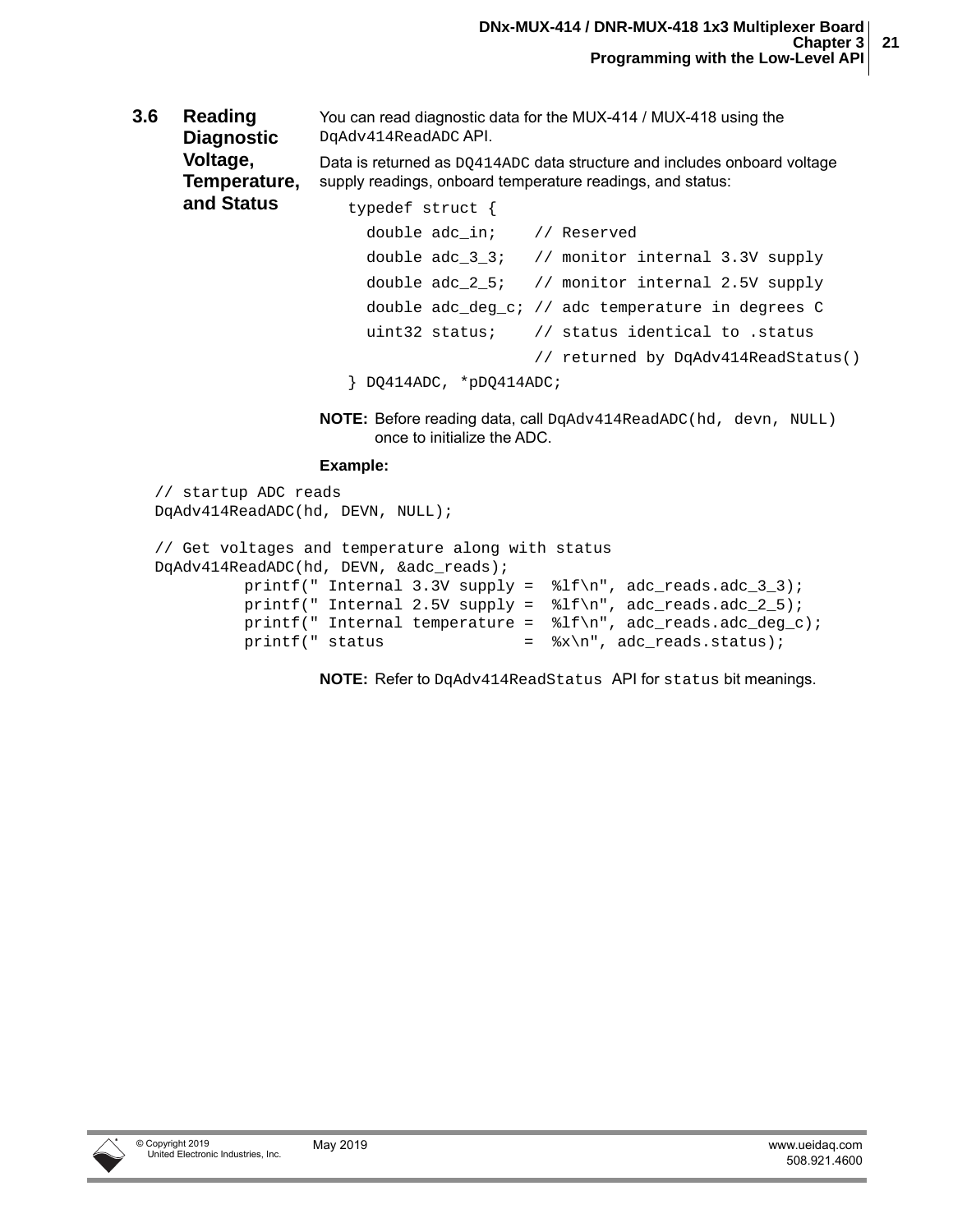## 3.6 Reading Diagnostic Voltage, Temperature, and Status

You can read diagnostic data for the MUX-414 / MUX-418 using the `DqAdv414ReadADC` API.

Data is returned as `DQ414ADC` data structure and includes onboard voltage supply readings, onboard temperature readings, and status:

```
typedef struct {
  double adc_in;    // Reserved
  double adc_3_3;   // monitor internal 3.3V supply
  double adc_2_5;   // monitor internal 2.5V supply
  double adc_deg_c; // adc temperature in degrees C
  uint32 status;    // status identical to .status
                    // returned by DqAdv414ReadStatus()
} DQ414ADC, *pDQ414ADC;
```

**NOTE:** Before reading data, call `DqAdv414ReadADC(hd, devn, NULL)` once to initialize the ADC.

**Example:**

```
// startup ADC reads
DqAdv414ReadADC(hd, DEVN, NULL);

// Get voltages and temperature along with status
DqAdv414ReadADC(hd, DEVN, &adc_reads);
         printf(" Internal 3.3V supply =  %lf\n", adc_reads.adc_3_3);
         printf(" Internal 2.5V supply =  %lf\n", adc_reads.adc_2_5);
         printf(" Internal temperature =  %lf\n", adc_reads.adc_deg_c);
         printf(" status               =  %x\n", adc_reads.status);
```

**NOTE:** Refer to `DqAdv414ReadStatus` API for `status` bit meanings.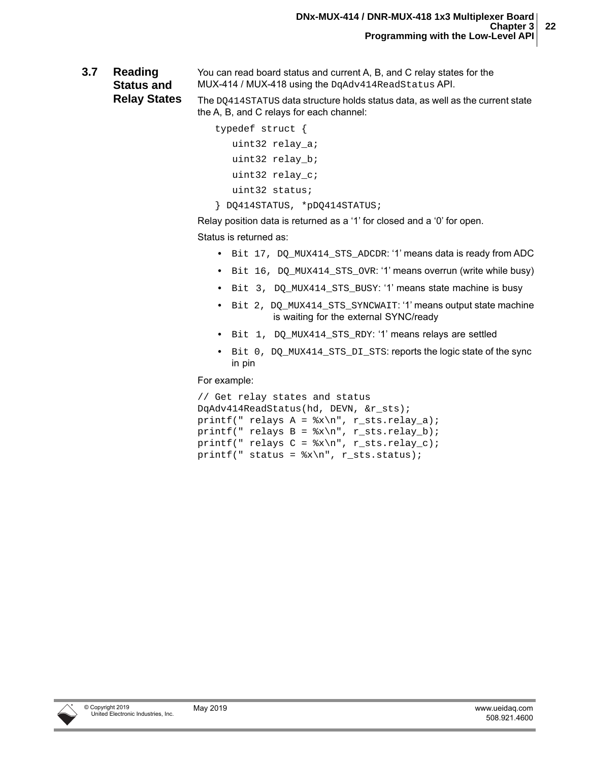## 3.7 Reading Status and Relay States

You can read board status and current A, B, and C relay states for the MUX-414 / MUX-418 using the `DqAdv414ReadStatus` API.

The `DQ414STATUS` data structure holds status data, as well as the current state the A, B, and C relays for each channel:

```
typedef struct {
   uint32 relay_a;
   uint32 relay_b;
   uint32 relay_c;
   uint32 status;
} DQ414STATUS, *pDQ414STATUS;
```

Relay position data is returned as a '1' for closed and a '0' for open.

Status is returned as:

- `Bit 17, DQ_MUX414_STS_ADCDR`: '1' means data is ready from ADC
- `Bit 16, DQ_MUX414_STS_OVR`: '1' means overrun (write while busy)
- `Bit 3, DQ_MUX414_STS_BUSY`: '1' means state machine is busy
- `Bit 2, DQ_MUX414_STS_SYNCWAIT`: '1' means output state machine is waiting for the external SYNC/ready
- `Bit 1, DQ_MUX414_STS_RDY`: '1' means relays are settled
- `Bit 0, DQ_MUX414_STS_DI_STS`: reports the logic state of the sync in pin

For example:

```
// Get relay states and status
DqAdv414ReadStatus(hd, DEVN, &r_sts);
printf(" relays A = %x\n", r_sts.relay_a);
printf(" relays B = %x\n", r_sts.relay_b);
printf(" relays C = %x\n", r_sts.relay_c);
printf(" status = %x\n", r_sts.status);
```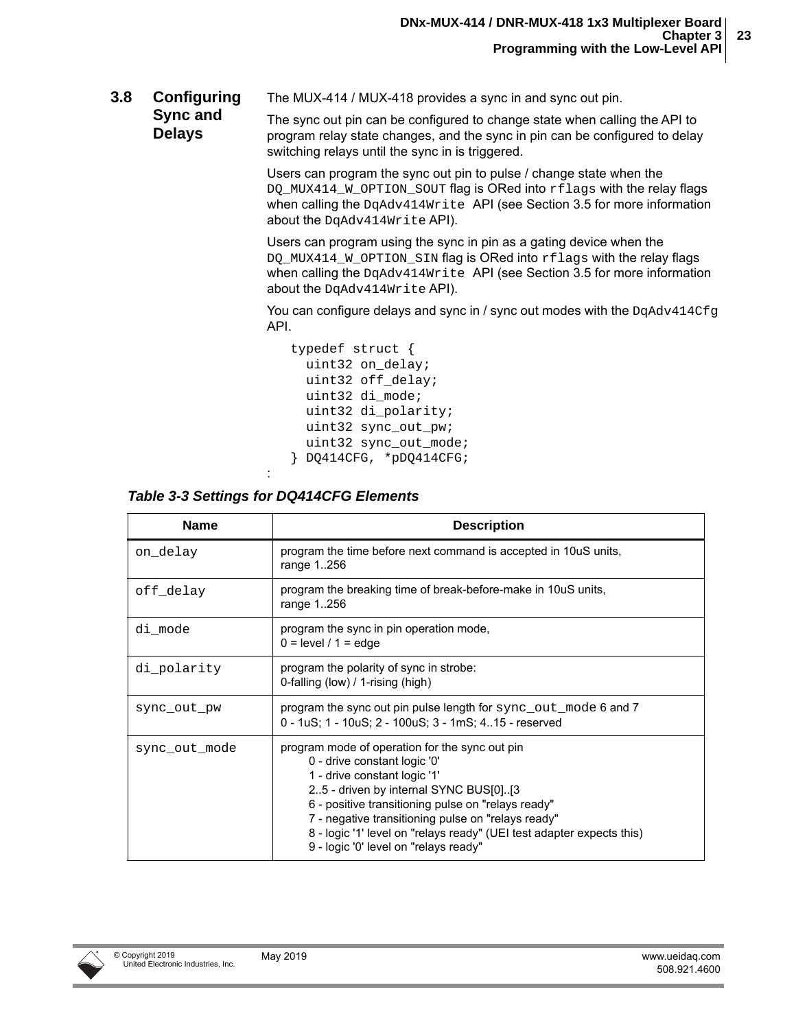## 3.8 Configuring Sync and Delays

The MUX-414 / MUX-418 provides a sync in and sync out pin.

The sync out pin can be configured to change state when calling the API to program relay state changes, and the sync in pin can be configured to delay switching relays until the sync in is triggered.

Users can program the sync out pin to pulse / change state when the `DQ_MUX414_W_OPTION_SOUT` flag is ORed into `rflags` with the relay flags when calling the `DqAdv414Write` API (see Section 3.5 for more information about the `DqAdv414Write` API).

Users can program using the sync in pin as a gating device when the `DQ_MUX414_W_OPTION_SIN` flag is ORed into `rflags` with the relay flags when calling the `DqAdv414Write` API (see Section 3.5 for more information about the `DqAdv414Write` API).

You can configure delays and sync in / sync out modes with the `DqAdv414Cfg` API.

```
typedef struct {
  uint32 on_delay;
  uint32 off_delay;
  uint32 di_mode;
  uint32 di_polarity;
  uint32 sync_out_pw;
  uint32 sync_out_mode;
} DQ414CFG, *pDQ414CFG;
```

:

***Table 3-3 Settings for DQ414CFG Elements***

| Name | Description |
|---|---|
| `on_delay` | program the time before next command is accepted in 10uS units, range 1..256 |
| `off_delay` | program the breaking time of break-before-make in 10uS units, range 1..256 |
| `di_mode` | program the sync in pin operation mode, 0 = level / 1 = edge |
| `di_polarity` | program the polarity of sync in strobe: 0-falling (low) / 1-rising (high) |
| `sync_out_pw` | program the sync out pin pulse length for `sync_out_mode` 6 and 7<br>0 - 1uS; 1 - 10uS; 2 - 100uS; 3 - 1mS; 4..15 - reserved |
| `sync_out_mode` | program mode of operation for the sync out pin<br>0 - drive constant logic '0'<br>1 - drive constant logic '1'<br>2..5 - driven by internal SYNC BUS[0]..[3<br>6 - positive transitioning pulse on "relays ready"<br>7 - negative transitioning pulse on "relays ready"<br>8 - logic '1' level on "relays ready" (UEI test adapter expects this)<br>9 - logic '0' level on "relays ready" |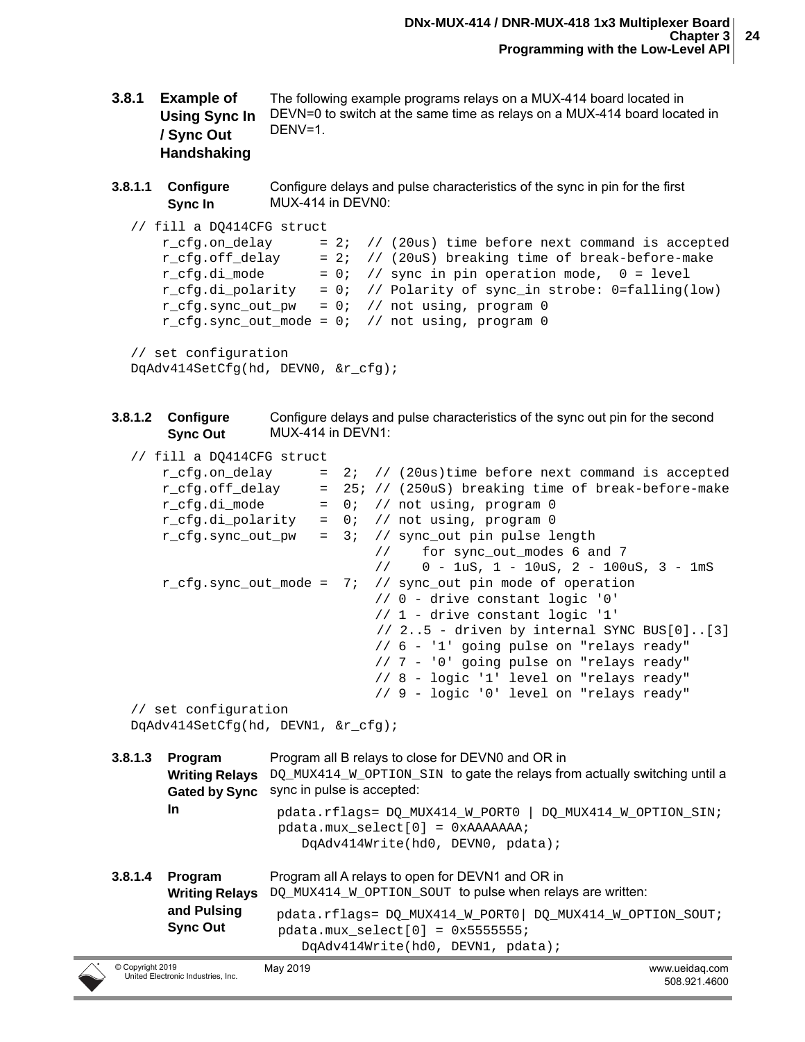### 3.8.1 Example of Using Sync In / Sync Out Handshaking

The following example programs relays on a MUX-414 board located in DEVN=0 to switch at the same time as relays on a MUX-414 board located in DENV=1.

#### 3.8.1.1 Configure Sync In

Configure delays and pulse characteristics of the sync in pin for the first MUX-414 in DEVN0:

```
// fill a DQ414CFG struct
    r_cfg.on_delay      = 2;  // (20us) time before next command is accepted
    r_cfg.off_delay     = 2;  // (20uS) breaking time of break-before-make
    r_cfg.di_mode       = 0;  // sync in pin operation mode,  0 = level
    r_cfg.di_polarity   = 0;  // Polarity of sync_in strobe: 0=falling(low)
    r_cfg.sync_out_pw   = 0;  // not using, program 0
    r_cfg.sync_out_mode = 0;  // not using, program 0

// set configuration
DqAdv414SetCfg(hd, DEVN0, &r_cfg);
```

#### 3.8.1.2 Configure Sync Out

Configure delays and pulse characteristics of the sync out pin for the second MUX-414 in DEVN1:

```
// fill a DQ414CFG struct
    r_cfg.on_delay      =  2;  // (20us)time before next command is accepted
    r_cfg.off_delay     =  25; // (250uS) breaking time of break-before-make
    r_cfg.di_mode       =  0;  // not using, program 0
    r_cfg.di_polarity   =  0;  // not using, program 0
    r_cfg.sync_out_pw   =  3;  // sync_out pin pulse length
                               //    for sync_out_modes 6 and 7
                               //    0 - 1uS, 1 - 10uS, 2 - 100uS, 3 - 1mS
    r_cfg.sync_out_mode =  7;  // sync_out pin mode of operation
                               // 0 - drive constant logic '0'
                               // 1 - drive constant logic '1'
                               // 2..5 - driven by internal SYNC BUS[0]..[3]
                               // 6 - '1' going pulse on "relays ready"
                               // 7 - '0' going pulse on "relays ready"
                               // 8 - logic '1' level on "relays ready"
                               // 9 - logic '0' level on "relays ready"
// set configuration
DqAdv414SetCfg(hd, DEVN1, &r_cfg);
```

#### 3.8.1.3 Program Writing Relays Gated by Sync In

Program all B relays to close for DEVN0 and OR in `DQ_MUX414_W_OPTION_SIN` to gate the relays from actually switching until a sync in pulse is accepted:

```
pdata.rflags= DQ_MUX414_W_PORT0 | DQ_MUX414_W_OPTION_SIN;
pdata.mux_select[0] = 0xAAAAAAA;
   DqAdv414Write(hd0, DEVN0, pdata);
```

#### 3.8.1.4 Program Writing Relays and Pulsing Sync Out

Program all A relays to open for DEVN1 and OR in `DQ_MUX414_W_OPTION_SOUT` to pulse when relays are written:

```
pdata.rflags= DQ_MUX414_W_PORT0| DQ_MUX414_W_OPTION_SOUT;
pdata.mux_select[0] = 0x5555555;
   DqAdv414Write(hd0, DEVN1, pdata);
```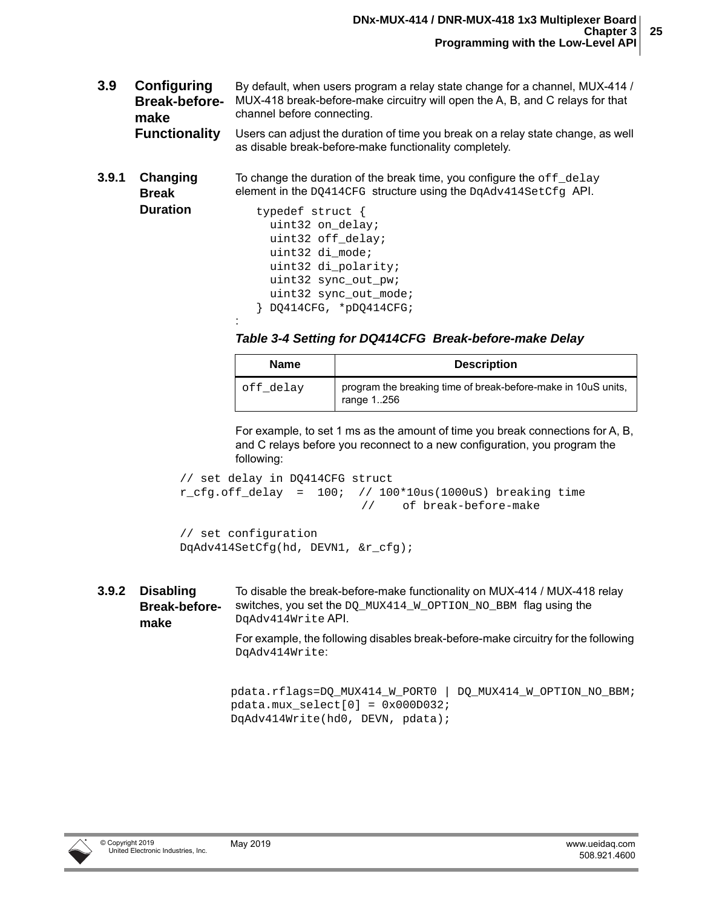## 3.9 Configuring Break-before-make Functionality

By default, when users program a relay state change for a channel, MUX-414 / MUX-418 break-before-make circuitry will open the A, B, and C relays for that channel before connecting.

Users can adjust the duration of time you break on a relay state change, as well as disable break-before-make functionality completely.

### 3.9.1 Changing Break Duration

To change the duration of the break time, you configure the `off_delay` element in the `DQ414CFG` structure using the `DqAdv414SetCfg` API.

```
typedef struct {
  uint32 on_delay;
  uint32 off_delay;
  uint32 di_mode;
  uint32 di_polarity;
  uint32 sync_out_pw;
  uint32 sync_out_mode;
} DQ414CFG, *pDQ414CFG;
```

:

***Table 3-4 Setting for DQ414CFG  Break-before-make Delay***

| Name | Description |
|---|---|
| `off_delay` | program the breaking time of break-before-make in 10uS units, range 1..256 |

For example, to set 1 ms as the amount of time you break connections for A, B, and C relays before you reconnect to a new configuration, you program the following:

```
// set delay in DQ414CFG struct
r_cfg.off_delay  =  100;  // 100*10us(1000uS) breaking time
                          //    of break-before-make

// set configuration
DqAdv414SetCfg(hd, DEVN1, &r_cfg);
```

### 3.9.2 Disabling Break-before-make

To disable the break-before-make functionality on MUX-414 / MUX-418 relay switches, you set the `DQ_MUX414_W_OPTION_NO_BBM` flag using the `DqAdv414Write` API.

For example, the following disables break-before-make circuitry for the following `DqAdv414Write`:

```
pdata.rflags=DQ_MUX414_W_PORT0 | DQ_MUX414_W_OPTION_NO_BBM;
pdata.mux_select[0] = 0x000D032;
DqAdv414Write(hd0, DEVN, pdata);
```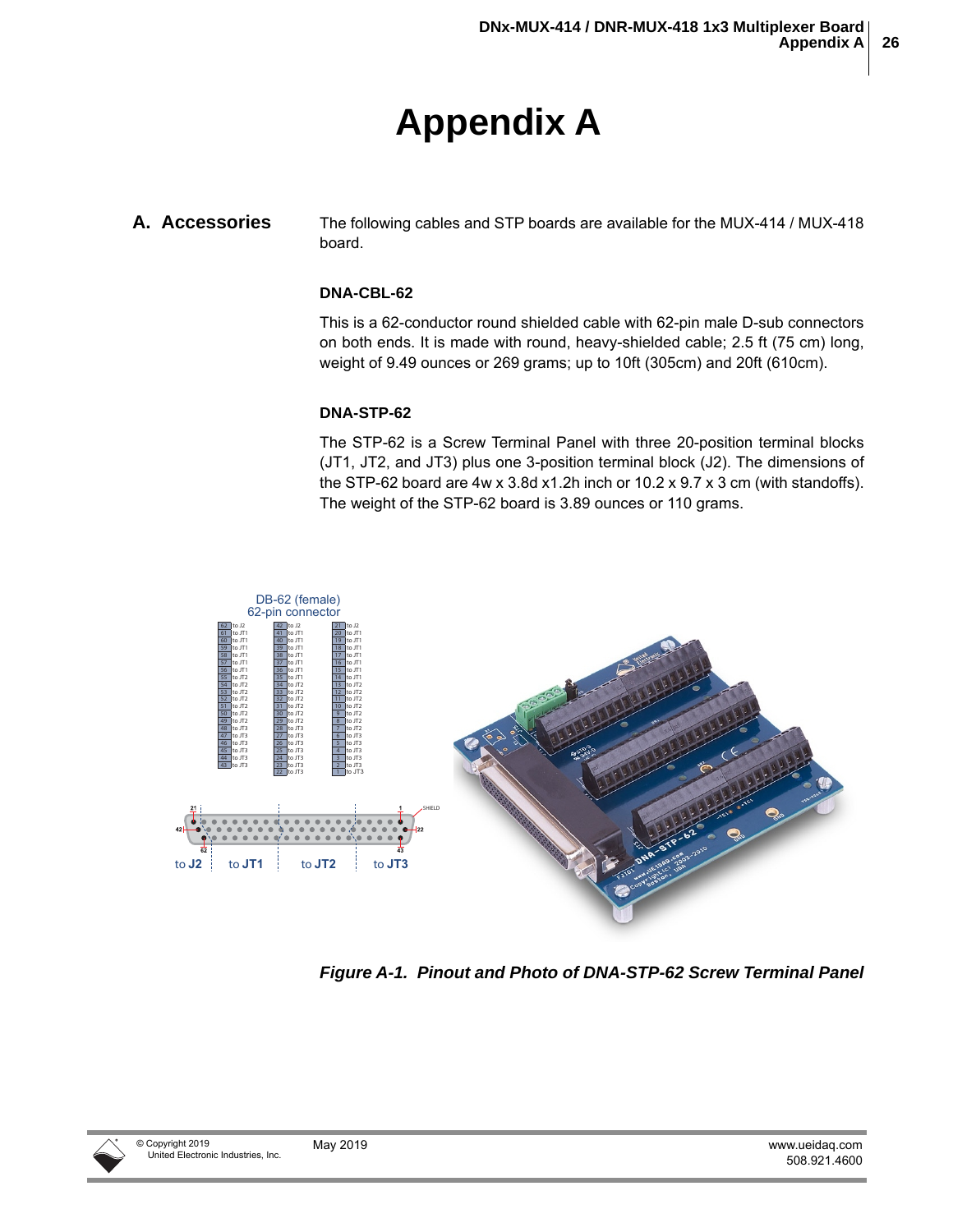# Appendix A

## A. Accessories

The following cables and STP boards are available for the MUX-414 / MUX-418 board.

### DNA-CBL-62

This is a 62-conductor round shielded cable with 62-pin male D-sub connectors on both ends. It is made with round, heavy-shielded cable; 2.5 ft (75 cm) long, weight of 9.49 ounces or 269 grams; up to 10ft (305cm) and 20ft (610cm).

### DNA-STP-62

The STP-62 is a Screw Terminal Panel with three 20-position terminal blocks (JT1, JT2, and JT3) plus one 3-position terminal block (J2). The dimensions of the STP-62 board are 4w x 3.8d x1.2h inch or 10.2 x 9.7 x 3 cm (with standoffs). The weight of the STP-62 board is 3.89 ounces or 110 grams.

DB-62 (female)
62-pin connector

| Pin | Signal | Pin | Signal | Pin | Signal |
|---|---|---|---|---|---|
| 62 | to J2 | 42 | to J2 | 21 | to J2 |
| 61 | to JT1 | 41 | to JT1 | 20 | to JT1 |
| 60 | to JT1 | 40 | to JT1 | 19 | to JT1 |
| 59 | to JT1 | 39 | to JT1 | 18 | to JT1 |
| 58 | to JT1 | 38 | to JT1 | 17 | to JT1 |
| 57 | to JT1 | 37 | to JT1 | 16 | to JT1 |
| 56 | to JT1 | 36 | to JT1 | 15 | to JT1 |
| 55 | to JT2 | 35 | to JT1 | 14 | to JT1 |
| 54 | to JT2 | 34 | to JT2 | 13 | to JT2 |
| 53 | to JT2 | 33 | to JT2 | 12 | to JT2 |
| 52 | to JT2 | 32 | to JT2 | 11 | to JT2 |
| 51 | to JT2 | 31 | to JT2 | 10 | to JT2 |
| 50 | to JT2 | 30 | to JT2 | 9 | to JT2 |
| 49 | to JT2 | 29 | to JT2 | 8 | to JT2 |
| 48 | to JT3 | 28 | to JT3 | 7 | to JT2 |
| 47 | to JT3 | 27 | to JT3 | 6 | to JT3 |
| 46 | to JT3 | 26 | to JT3 | 5 | to JT3 |
| 45 | to JT3 | 25 | to JT3 | 4 | to JT3 |
| 44 | to JT3 | 24 | to JT3 | 3 | to JT3 |
| 43 | to JT3 | 23 | to JT3 | 2 | to JT3 |
| | | 22 | to JT3 | 1 | to JT3 |

to J2 | to JT1 | to JT2 | to JT3

*Figure A-1. Pinout and Photo of DNA-STP-62 Screw Terminal Panel*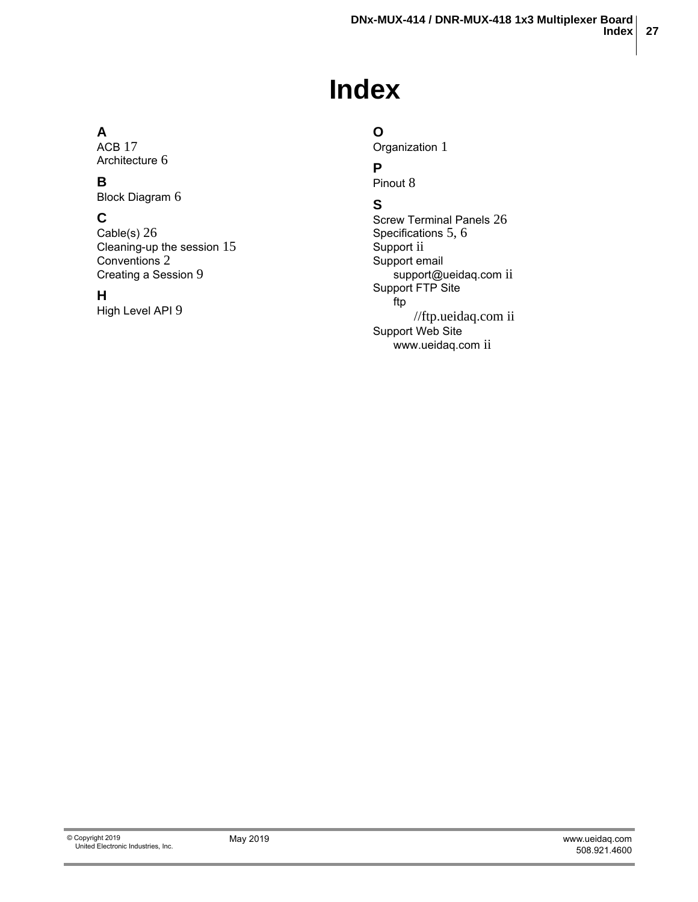# Index

**A**

ACB 17
Architecture 6

**B**

Block Diagram 6

**C**

Cable(s) 26
Cleaning-up the session 15
Conventions 2
Creating a Session 9

**H**

High Level API 9

**O**

Organization 1

**P**

Pinout 8

**S**

Screw Terminal Panels 26
Specifications 5, 6
Support ii
Support email
  support@ueidaq.com ii
Support FTP Site
  ftp
    //ftp.ueidaq.com ii
Support Web Site
  www.ueidaq.com ii